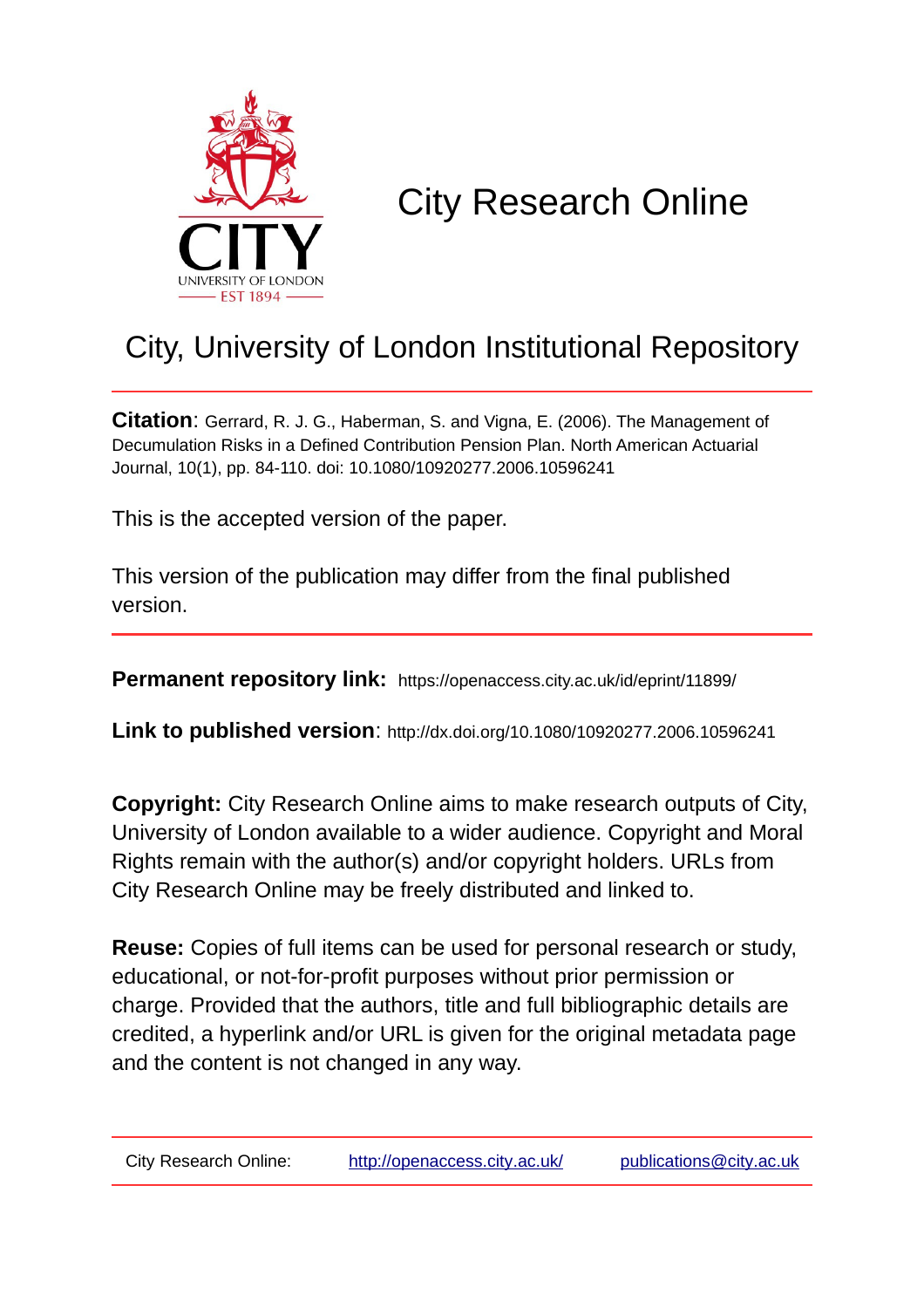# City Research Online

## City, University of London Institutional Repository

**Citation**: Gerrard, R. J. G., Haberman, S. and Vigna, E. (2006). The Management of Decumulation Risks in a Defined Contribution Pension Plan. North American Actuarial Journal, 10(1), pp. 84-110. doi: 10.1080/10920277.2006.10596241

This is the accepted version of the paper.

This version of the publication may differ from the final published version.

**Permanent repository link:** https://openaccess.city.ac.uk/id/eprint/11899/

**Link to published version**: http://dx.doi.org/10.1080/10920277.2006.10596241

**Copyright:** City Research Online aims to make research outputs of City, University of London available to a wider audience. Copyright and Moral Rights remain with the author(s) and/or copyright holders. URLs from City Research Online may be freely distributed and linked to.

**Reuse:** Copies of full items can be used for personal research or study, educational, or not-for-profit purposes without prior permission or charge. Provided that the authors, title and full bibliographic details are credited, a hyperlink and/or URL is given for the original metadata page and the content is not changed in any way.

City Research Online: http://openaccess.city.ac.uk/ publications@city.ac.uk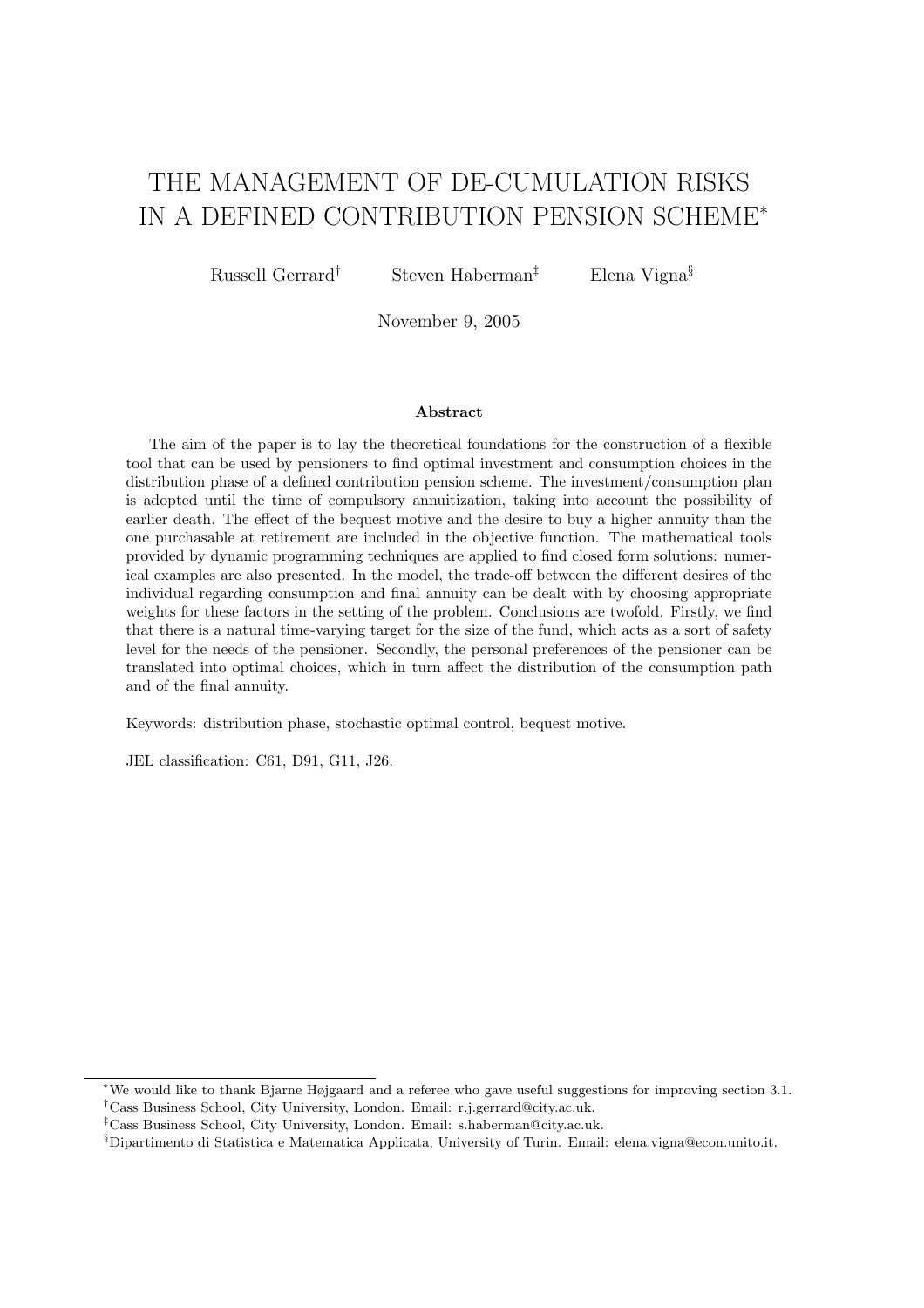# THE MANAGEMENT OF DE-CUMULATION RISKS IN A DEFINED CONTRIBUTION PENSION SCHEME*

Russell Gerrard[†] Steven Haberman[‡] Elena Vigna[§]

November 9, 2005

### Abstract

The aim of the paper is to lay the theoretical foundations for the construction of a flexible tool that can be used by pensioners to find optimal investment and consumption choices in the distribution phase of a defined contribution pension scheme. The investment/consumption plan is adopted until the time of compulsory annuitization, taking into account the possibility of earlier death. The effect of the bequest motive and the desire to buy a higher annuity than the one purchasable at retirement are included in the objective function. The mathematical tools provided by dynamic programming techniques are applied to find closed form solutions: numerical examples are also presented. In the model, the trade-off between the different desires of the individual regarding consumption and final annuity can be dealt with by choosing appropriate weights for these factors in the setting of the problem. Conclusions are twofold. Firstly, we find that there is a natural time-varying target for the size of the fund, which acts as a sort of safety level for the needs of the pensioner. Secondly, the personal preferences of the pensioner can be translated into optimal choices, which in turn affect the distribution of the consumption path and of the final annuity.

Keywords: distribution phase, stochastic optimal control, bequest motive.

JEL classification: C61, D91, G11, J26.

---

*We would like to thank Bjarne Højgaard and a referee who gave useful suggestions for improving section 3.1.

[†]Cass Business School, City University, London. Email: r.j.gerrard@city.ac.uk.

[‡]Cass Business School, City University, London. Email: s.haberman@city.ac.uk.

[§]Dipartimento di Statistica e Matematica Applicata, University of Turin. Email: elena.vigna@econ.unito.it.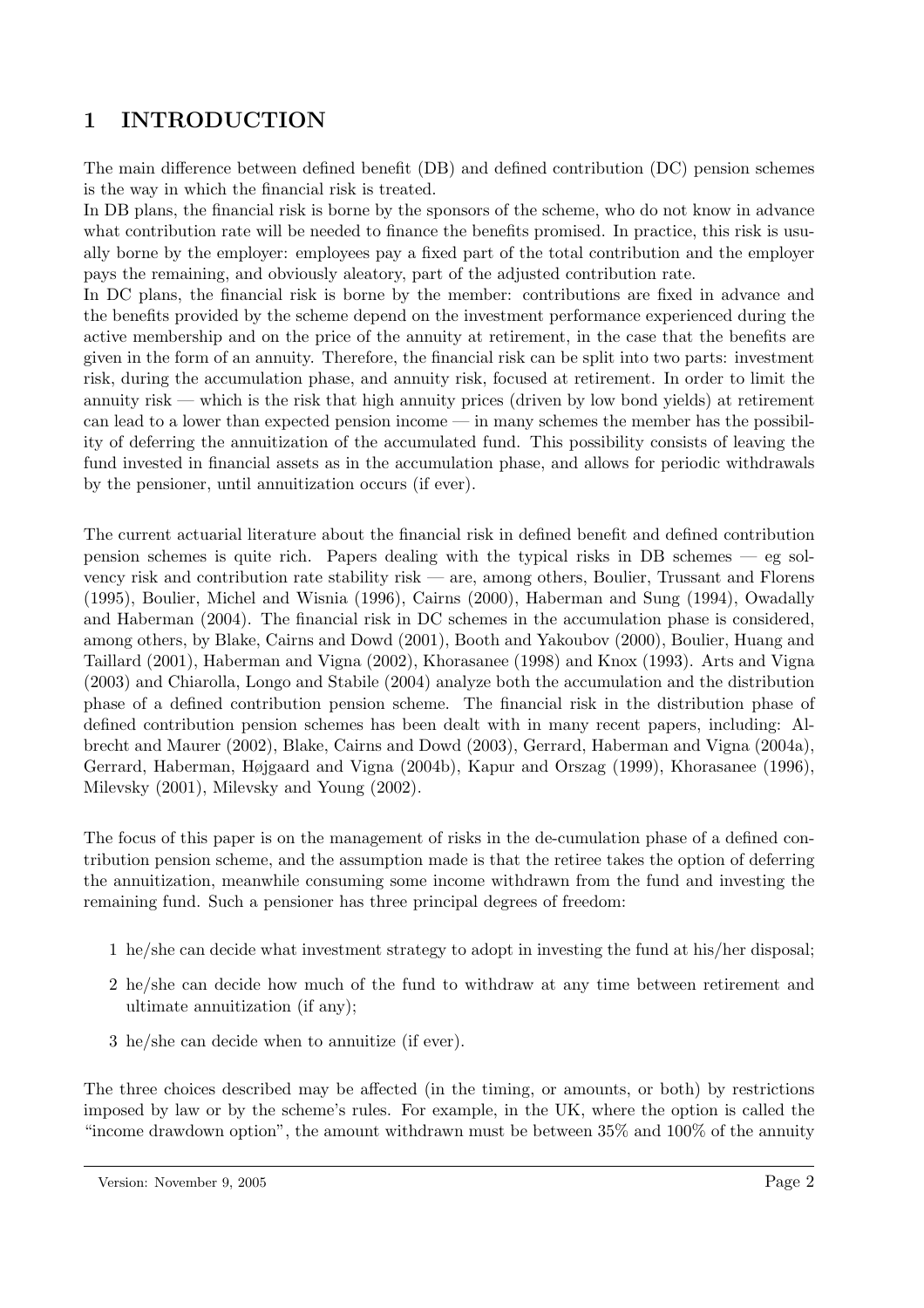# 1 INTRODUCTION

The main difference between defined benefit (DB) and defined contribution (DC) pension schemes is the way in which the financial risk is treated.
In DB plans, the financial risk is borne by the sponsors of the scheme, who do not know in advance what contribution rate will be needed to finance the benefits promised. In practice, this risk is usually borne by the employer: employees pay a fixed part of the total contribution and the employer pays the remaining, and obviously aleatory, part of the adjusted contribution rate.
In DC plans, the financial risk is borne by the member: contributions are fixed in advance and the benefits provided by the scheme depend on the investment performance experienced during the active membership and on the price of the annuity at retirement, in the case that the benefits are given in the form of an annuity. Therefore, the financial risk can be split into two parts: investment risk, during the accumulation phase, and annuity risk, focused at retirement. In order to limit the annuity risk — which is the risk that high annuity prices (driven by low bond yields) at retirement can lead to a lower than expected pension income — in many schemes the member has the possibility of deferring the annuitization of the accumulated fund. This possibility consists of leaving the fund invested in financial assets as in the accumulation phase, and allows for periodic withdrawals by the pensioner, until annuitization occurs (if ever).

The current actuarial literature about the financial risk in defined benefit and defined contribution pension schemes is quite rich. Papers dealing with the typical risks in DB schemes — eg solvency risk and contribution rate stability risk — are, among others, Boulier, Trussant and Florens (1995), Boulier, Michel and Wisnia (1996), Cairns (2000), Haberman and Sung (1994), Owadally and Haberman (2004). The financial risk in DC schemes in the accumulation phase is considered, among others, by Blake, Cairns and Dowd (2001), Booth and Yakoubov (2000), Boulier, Huang and Taillard (2001), Haberman and Vigna (2002), Khorasanee (1998) and Knox (1993). Arts and Vigna (2003) and Chiarolla, Longo and Stabile (2004) analyze both the accumulation and the distribution phase of a defined contribution pension scheme. The financial risk in the distribution phase of defined contribution pension schemes has been dealt with in many recent papers, including: Albrecht and Maurer (2002), Blake, Cairns and Dowd (2003), Gerrard, Haberman and Vigna (2004a), Gerrard, Haberman, Højgaard and Vigna (2004b), Kapur and Orszag (1999), Khorasanee (1996), Milevsky (2001), Milevsky and Young (2002).

The focus of this paper is on the management of risks in the de-cumulation phase of a defined contribution pension scheme, and the assumption made is that the retiree takes the option of deferring the annuitization, meanwhile consuming some income withdrawn from the fund and investing the remaining fund. Such a pensioner has three principal degrees of freedom:

1 he/she can decide what investment strategy to adopt in investing the fund at his/her disposal;

2 he/she can decide how much of the fund to withdraw at any time between retirement and ultimate annuitization (if any);

3 he/she can decide when to annuitize (if ever).

The three choices described may be affected (in the timing, or amounts, or both) by restrictions imposed by law or by the scheme's rules. For example, in the UK, where the option is called the "income drawdown option", the amount withdrawn must be between 35% and 100% of the annuity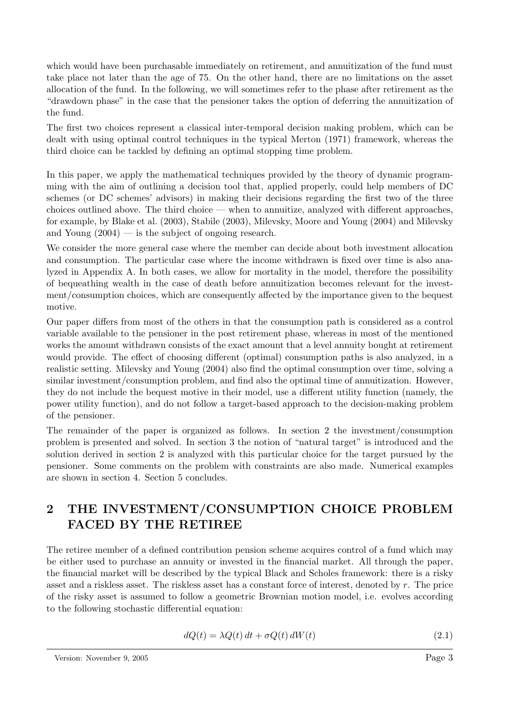which would have been purchasable immediately on retirement, and annuitization of the fund must take place not later than the age of 75. On the other hand, there are no limitations on the asset allocation of the fund. In the following, we will sometimes refer to the phase after retirement as the "drawdown phase" in the case that the pensioner takes the option of deferring the annuitization of the fund.

The first two choices represent a classical inter-temporal decision making problem, which can be dealt with using optimal control techniques in the typical Merton (1971) framework, whereas the third choice can be tackled by defining an optimal stopping time problem.

In this paper, we apply the mathematical techniques provided by the theory of dynamic programming with the aim of outlining a decision tool that, applied properly, could help members of DC schemes (or DC schemes' advisors) in making their decisions regarding the first two of the three choices outlined above. The third choice — when to annuitize, analyzed with different approaches, for example, by Blake et al. (2003), Stabile (2003), Milevsky, Moore and Young (2004) and Milevsky and Young (2004) — is the subject of ongoing research.

We consider the more general case where the member can decide about both investment allocation and consumption. The particular case where the income withdrawn is fixed over time is also analyzed in Appendix A. In both cases, we allow for mortality in the model, therefore the possibility of bequeathing wealth in the case of death before annuitization becomes relevant for the investment/consumption choices, which are consequently affected by the importance given to the bequest motive.

Our paper differs from most of the others in that the consumption path is considered as a control variable available to the pensioner in the post retirement phase, whereas in most of the mentioned works the amount withdrawn consists of the exact amount that a level annuity bought at retirement would provide. The effect of choosing different (optimal) consumption paths is also analyzed, in a realistic setting. Milevsky and Young (2004) also find the optimal consumption over time, solving a similar investment/consumption problem, and find also the optimal time of annuitization. However, they do not include the bequest motive in their model, use a different utility function (namely, the power utility function), and do not follow a target-based approach to the decision-making problem of the pensioner.

The remainder of the paper is organized as follows. In section 2 the investment/consumption problem is presented and solved. In section 3 the notion of "natural target" is introduced and the solution derived in section 2 is analyzed with this particular choice for the target pursued by the pensioner. Some comments on the problem with constraints are also made. Numerical examples are shown in section 4. Section 5 concludes.

## 2 THE INVESTMENT/CONSUMPTION CHOICE PROBLEM FACED BY THE RETIREE

The retiree member of a defined contribution pension scheme acquires control of a fund which may be either used to purchase an annuity or invested in the financial market. All through the paper, the financial market will be described by the typical Black and Scholes framework: there is a risky asset and a riskless asset. The riskless asset has a constant force of interest, denoted by $r$. The price of the risky asset is assumed to follow a geometric Brownian motion model, i.e. evolves according to the following stochastic differential equation:

$$dQ(t) = \lambda Q(t)\,dt + \sigma Q(t)\,dW(t) \tag{2.1}$$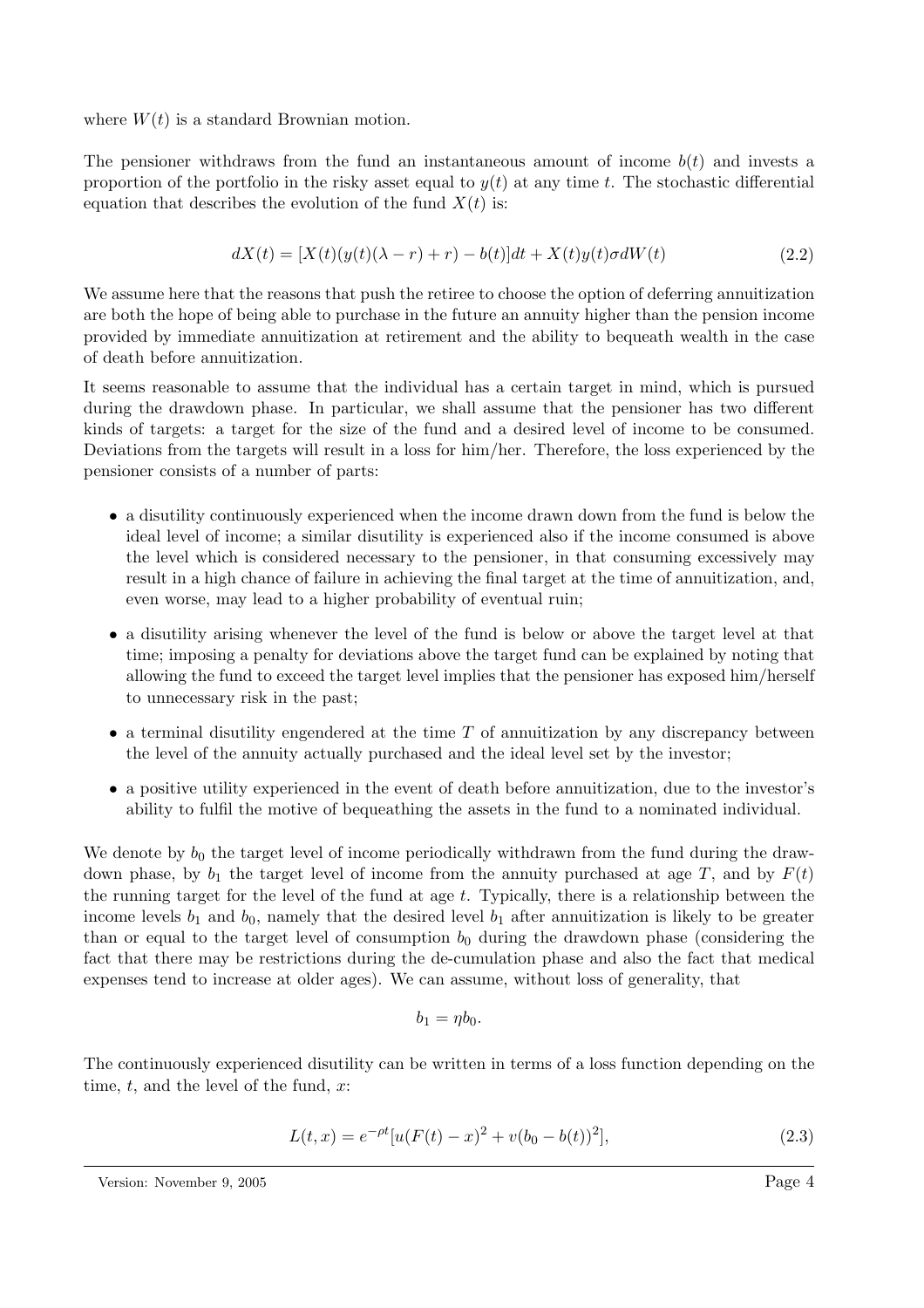where $W(t)$ is a standard Brownian motion.

The pensioner withdraws from the fund an instantaneous amount of income $b(t)$ and invests a proportion of the portfolio in the risky asset equal to $y(t)$ at any time $t$. The stochastic differential equation that describes the evolution of the fund $X(t)$ is:

$$dX(t) = [X(t)(y(t)(\lambda - r) + r) - b(t)]dt + X(t)y(t)\sigma dW(t) \tag{2.2}$$

We assume here that the reasons that push the retiree to choose the option of deferring annuitization are both the hope of being able to purchase in the future an annuity higher than the pension income provided by immediate annuitization at retirement and the ability to bequeath wealth in the case of death before annuitization.

It seems reasonable to assume that the individual has a certain target in mind, which is pursued during the drawdown phase. In particular, we shall assume that the pensioner has two different kinds of targets: a target for the size of the fund and a desired level of income to be consumed. Deviations from the targets will result in a loss for him/her. Therefore, the loss experienced by the pensioner consists of a number of parts:

- a disutility continuously experienced when the income drawn down from the fund is below the ideal level of income; a similar disutility is experienced also if the income consumed is above the level which is considered necessary to the pensioner, in that consuming excessively may result in a high chance of failure in achieving the final target at the time of annuitization, and, even worse, may lead to a higher probability of eventual ruin;
- a disutility arising whenever the level of the fund is below or above the target level at that time; imposing a penalty for deviations above the target fund can be explained by noting that allowing the fund to exceed the target level implies that the pensioner has exposed him/herself to unnecessary risk in the past;
- a terminal disutility engendered at the time $T$ of annuitization by any discrepancy between the level of the annuity actually purchased and the ideal level set by the investor;
- a positive utility experienced in the event of death before annuitization, due to the investor's ability to fulfil the motive of bequeathing the assets in the fund to a nominated individual.

We denote by $b_0$ the target level of income periodically withdrawn from the fund during the drawdown phase, by $b_1$ the target level of income from the annuity purchased at age $T$, and by $F(t)$ the running target for the level of the fund at age $t$. Typically, there is a relationship between the income levels $b_1$ and $b_0$, namely that the desired level $b_1$ after annuitization is likely to be greater than or equal to the target level of consumption $b_0$ during the drawdown phase (considering the fact that there may be restrictions during the de-cumulation phase and also the fact that medical expenses tend to increase at older ages). We can assume, without loss of generality, that

$$b_1 = \eta b_0.$$

The continuously experienced disutility can be written in terms of a loss function depending on the time, $t$, and the level of the fund, $x$:

$$L(t, x) = e^{-\rho t}[u(F(t) - x)^2 + v(b_0 - b(t))^2], \tag{2.3}$$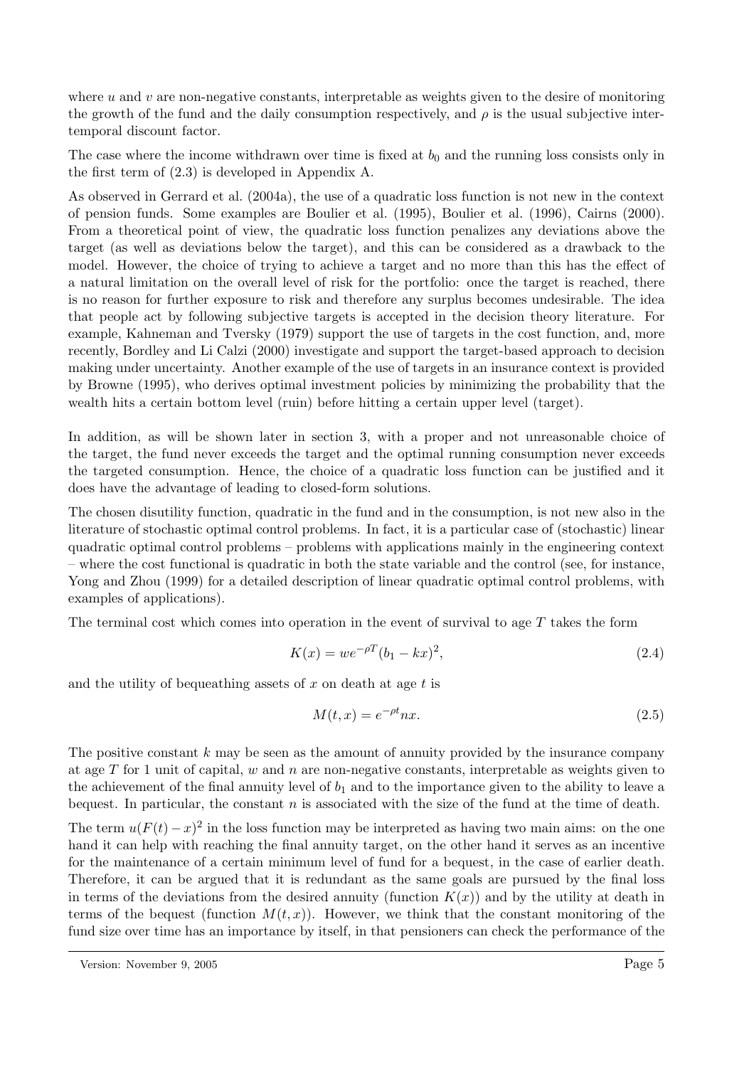where $u$ and $v$ are non-negative constants, interpretable as weights given to the desire of monitoring the growth of the fund and the daily consumption respectively, and $\rho$ is the usual subjective intertemporal discount factor.

The case where the income withdrawn over time is fixed at $b_0$ and the running loss consists only in the first term of (2.3) is developed in Appendix A.

As observed in Gerrard et al. (2004a), the use of a quadratic loss function is not new in the context of pension funds. Some examples are Boulier et al. (1995), Boulier et al. (1996), Cairns (2000). From a theoretical point of view, the quadratic loss function penalizes any deviations above the target (as well as deviations below the target), and this can be considered as a drawback to the model. However, the choice of trying to achieve a target and no more than this has the effect of a natural limitation on the overall level of risk for the portfolio: once the target is reached, there is no reason for further exposure to risk and therefore any surplus becomes undesirable. The idea that people act by following subjective targets is accepted in the decision theory literature. For example, Kahneman and Tversky (1979) support the use of targets in the cost function, and, more recently, Bordley and Li Calzi (2000) investigate and support the target-based approach to decision making under uncertainty. Another example of the use of targets in an insurance context is provided by Browne (1995), who derives optimal investment policies by minimizing the probability that the wealth hits a certain bottom level (ruin) before hitting a certain upper level (target).

In addition, as will be shown later in section 3, with a proper and not unreasonable choice of the target, the fund never exceeds the target and the optimal running consumption never exceeds the targeted consumption. Hence, the choice of a quadratic loss function can be justified and it does have the advantage of leading to closed-form solutions.

The chosen disutility function, quadratic in the fund and in the consumption, is not new also in the literature of stochastic optimal control problems. In fact, it is a particular case of (stochastic) linear quadratic optimal control problems – problems with applications mainly in the engineering context – where the cost functional is quadratic in both the state variable and the control (see, for instance, Yong and Zhou (1999) for a detailed description of linear quadratic optimal control problems, with examples of applications).

The terminal cost which comes into operation in the event of survival to age $T$ takes the form

$$K(x) = we^{-\rho T}(b_1 - kx)^2, \tag{2.4}$$

and the utility of bequeathing assets of $x$ on death at age $t$ is

$$M(t, x) = e^{-\rho t} nx. \tag{2.5}$$

The positive constant $k$ may be seen as the amount of annuity provided by the insurance company at age $T$ for 1 unit of capital, $w$ and $n$ are non-negative constants, interpretable as weights given to the achievement of the final annuity level of $b_1$ and to the importance given to the ability to leave a bequest. In particular, the constant $n$ is associated with the size of the fund at the time of death.

The term $u(F(t) - x)^2$ in the loss function may be interpreted as having two main aims: on the one hand it can help with reaching the final annuity target, on the other hand it serves as an incentive for the maintenance of a certain minimum level of fund for a bequest, in the case of earlier death. Therefore, it can be argued that it is redundant as the same goals are pursued by the final loss in terms of the deviations from the desired annuity (function $K(x)$) and by the utility at death in terms of the bequest (function $M(t, x)$). However, we think that the constant monitoring of the fund size over time has an importance by itself, in that pensioners can check the performance of the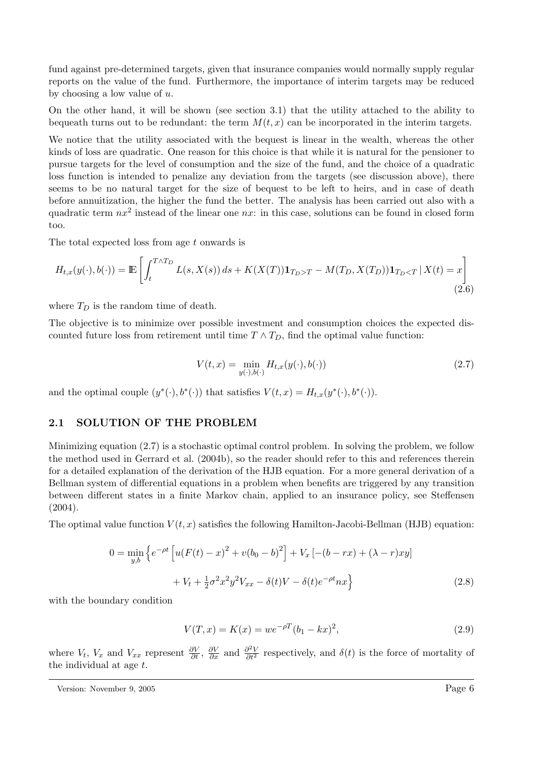fund against pre-determined targets, given that insurance companies would normally supply regular reports on the value of the fund. Furthermore, the importance of interim targets may be reduced by choosing a low value of $u$.

On the other hand, it will be shown (see section 3.1) that the utility attached to the ability to bequeath turns out to be redundant: the term $M(t,x)$ can be incorporated in the interim targets.

We notice that the utility associated with the bequest is linear in the wealth, whereas the other kinds of loss are quadratic. One reason for this choice is that while it is natural for the pensioner to pursue targets for the level of consumption and the size of the fund, and the choice of a quadratic loss function is intended to penalize any deviation from the targets (see discussion above), there seems to be no natural target for the size of bequest to be left to heirs, and in case of death before annuitization, the higher the fund the better. The analysis has been carried out also with a quadratic term $nx^2$ instead of the linear one $nx$: in this case, solutions can be found in closed form too.

The total expected loss from age $t$ onwards is

$$H_{t,x}(y(\cdot), b(\cdot)) = \mathbb{E}\left[\int_t^{T \wedge T_D} L(s, X(s))\, ds + K(X(T))\mathbf{1}_{T_D > T} - M(T_D, X(T_D))\mathbf{1}_{T_D < T} \,|\, X(t) = x\right] \tag{2.6}$$

where $T_D$ is the random time of death.

The objective is to minimize over possible investment and consumption choices the expected discounted future loss from retirement until time $T \wedge T_D$, find the optimal value function:

$$V(t,x) = \min_{y(\cdot), b(\cdot)} H_{t,x}(y(\cdot), b(\cdot)) \tag{2.7}$$

and the optimal couple $(y^*(\cdot), b^*(\cdot))$ that satisfies $V(t,x) = H_{t,x}(y^*(\cdot), b^*(\cdot))$.

## 2.1 SOLUTION OF THE PROBLEM

Minimizing equation (2.7) is a stochastic optimal control problem. In solving the problem, we follow the method used in Gerrard et al. (2004b), so the reader should refer to this and references therein for a detailed explanation of the derivation of the HJB equation. For a more general derivation of a Bellman system of differential equations in a problem when benefits are triggered by any transition between different states in a finite Markov chain, applied to an insurance policy, see Steffensen (2004).

The optimal value function $V(t,x)$ satisfies the following Hamilton-Jacobi-Bellman (HJB) equation:

$$\begin{aligned} 0 = \min_{y,b} \Big\{ & e^{-\rho t}\left[u(F(t) - x)^2 + v(b_0 - b)^2\right] + V_x\left[-(b - rx) + (\lambda - r)xy\right] \\ & + V_t + \tfrac{1}{2}\sigma^2 x^2 y^2 V_{xx} - \delta(t)V - \delta(t)e^{-\rho t} nx \Big\} \end{aligned} \tag{2.8}$$

with the boundary condition

$$V(T,x) = K(x) = we^{-\rho T}(b_1 - kx)^2, \tag{2.9}$$

where $V_t$, $V_x$ and $V_{xx}$ represent $\frac{\partial V}{\partial t}$, $\frac{\partial V}{\partial x}$ and $\frac{\partial^2 V}{\partial t^2}$ respectively, and $\delta(t)$ is the force of mortality of the individual at age $t$.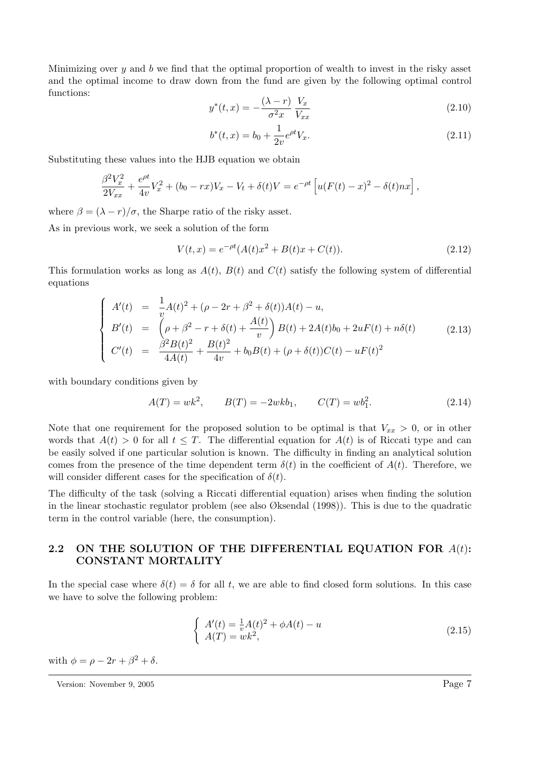Minimizing over $y$ and $b$ we find that the optimal proportion of wealth to invest in the risky asset and the optimal income to draw down from the fund are given by the following optimal control functions:

$$y^*(t,x) = -\frac{(\lambda - r)}{\sigma^2 x} \frac{V_x}{V_{xx}} \tag{2.10}$$

$$b^*(t,x) = b_0 + \frac{1}{2v} e^{\rho t} V_x. \tag{2.11}$$

Substituting these values into the HJB equation we obtain

$$\frac{\beta^2 V_x^2}{2V_{xx}} + \frac{e^{\rho t}}{4v} V_x^2 + (b_0 - rx)V_x - V_t + \delta(t)V = e^{-\rho t}\left[u(F(t) - x)^2 - \delta(t)nx\right],$$

where $\beta = (\lambda - r)/\sigma$, the Sharpe ratio of the risky asset.

As in previous work, we seek a solution of the form

$$V(t,x) = e^{-\rho t}(A(t)x^2 + B(t)x + C(t)). \tag{2.12}$$

This formulation works as long as $A(t)$, $B(t)$ and $C(t)$ satisfy the following system of differential equations

$$\left\{ \begin{array}{lcl} A'(t) & = & \dfrac{1}{v}A(t)^2 + (\rho - 2r + \beta^2 + \delta(t))A(t) - u, \\ B'(t) & = & \left(\rho + \beta^2 - r + \delta(t) + \dfrac{A(t)}{v}\right)B(t) + 2A(t)b_0 + 2uF(t) + n\delta(t) \\ C'(t) & = & \dfrac{\beta^2 B(t)^2}{4A(t)} + \dfrac{B(t)^2}{4v} + b_0 B(t) + (\rho + \delta(t))C(t) - uF(t)^2 \end{array} \right. \tag{2.13}$$

with boundary conditions given by

$$A(T) = wk^2, \qquad B(T) = -2wkb_1, \qquad C(T) = wb_1^2. \tag{2.14}$$

Note that one requirement for the proposed solution to be optimal is that $V_{xx} > 0$, or in other words that $A(t) > 0$ for all $t \leq T$. The differential equation for $A(t)$ is of Riccati type and can be easily solved if one particular solution is known. The difficulty in finding an analytical solution comes from the presence of the time dependent term $\delta(t)$ in the coefficient of $A(t)$. Therefore, we will consider different cases for the specification of $\delta(t)$.

The difficulty of the task (solving a Riccati differential equation) arises when finding the solution in the linear stochastic regulator problem (see also Øksendal (1998)). This is due to the quadratic term in the control variable (here, the consumption).

## 2.2 ON THE SOLUTION OF THE DIFFERENTIAL EQUATION FOR $A(t)$: CONSTANT MORTALITY

In the special case where $\delta(t) = \delta$ for all $t$, we are able to find closed form solutions. In this case we have to solve the following problem:

$$\left\{ \begin{array}{l} A'(t) = \frac{1}{v}A(t)^2 + \phi A(t) - u \\ A(T) = wk^2, \end{array} \right. \tag{2.15}$$

with $\phi = \rho - 2r + \beta^2 + \delta$.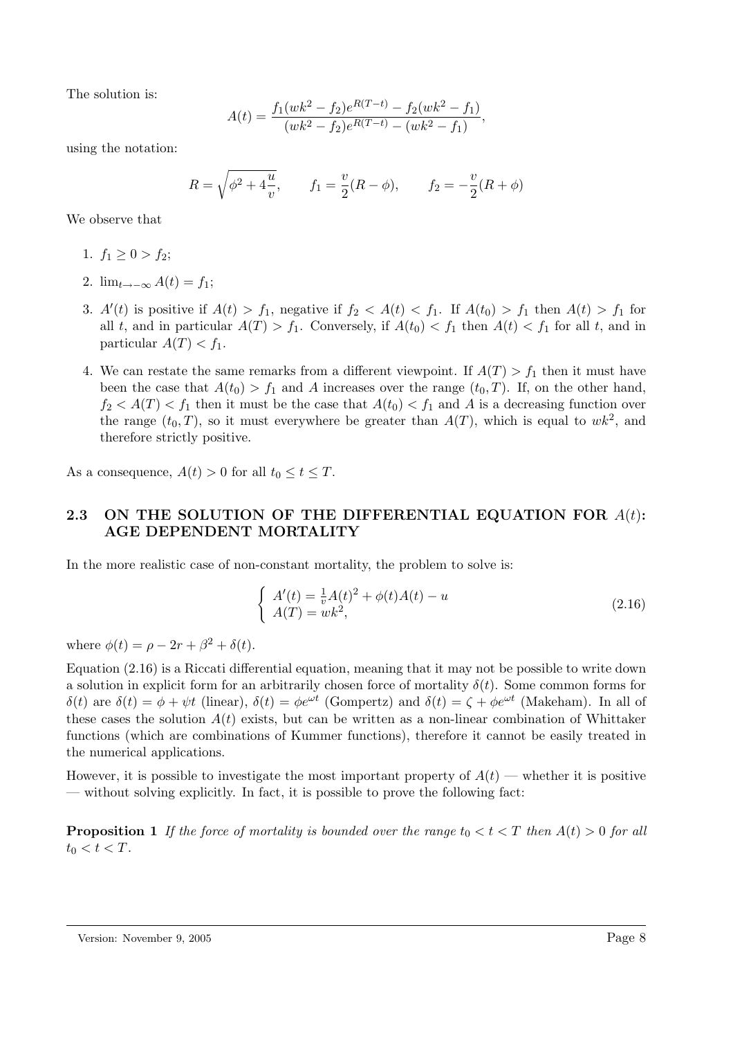The solution is:

$$A(t) = \frac{f_1(wk^2 - f_2)e^{R(T-t)} - f_2(wk^2 - f_1)}{(wk^2 - f_2)e^{R(T-t)} - (wk^2 - f_1)},$$

using the notation:

$$R = \sqrt{\phi^2 + 4\frac{u}{v}}, \qquad f_1 = \frac{v}{2}(R - \phi), \qquad f_2 = -\frac{v}{2}(R + \phi)$$

We observe that

1. $f_1 \geq 0 > f_2$;
2. $\lim_{t \to -\infty} A(t) = f_1$;
3. $A'(t)$ is positive if $A(t) > f_1$, negative if $f_2 < A(t) < f_1$. If $A(t_0) > f_1$ then $A(t) > f_1$ for all $t$, and in particular $A(T) > f_1$. Conversely, if $A(t_0) < f_1$ then $A(t) < f_1$ for all $t$, and in particular $A(T) < f_1$.
4. We can restate the same remarks from a different viewpoint. If $A(T) > f_1$ then it must have been the case that $A(t_0) > f_1$ and $A$ increases over the range $(t_0, T)$. If, on the other hand, $f_2 < A(T) < f_1$ then it must be the case that $A(t_0) < f_1$ and $A$ is a decreasing function over the range $(t_0, T)$, so it must everywhere be greater than $A(T)$, which is equal to $wk^2$, and therefore strictly positive.

As a consequence, $A(t) > 0$ for all $t_0 \leq t \leq T$.

## 2.3 ON THE SOLUTION OF THE DIFFERENTIAL EQUATION FOR $A(t)$: AGE DEPENDENT MORTALITY

In the more realistic case of non-constant mortality, the problem to solve is:

$$\begin{cases} A'(t) = \frac{1}{v}A(t)^2 + \phi(t)A(t) - u \\ A(T) = wk^2, \end{cases} \tag{2.16}$$

where $\phi(t) = \rho - 2r + \beta^2 + \delta(t)$.

Equation (2.16) is a Riccati differential equation, meaning that it may not be possible to write down a solution in explicit form for an arbitrarily chosen force of mortality $\delta(t)$. Some common forms for $\delta(t)$ are $\delta(t) = \phi + \psi t$ (linear), $\delta(t) = \phi e^{\omega t}$ (Gompertz) and $\delta(t) = \zeta + \phi e^{\omega t}$ (Makeham). In all of these cases the solution $A(t)$ exists, but can be written as a non-linear combination of Whittaker functions (which are combinations of Kummer functions), therefore it cannot be easily treated in the numerical applications.

However, it is possible to investigate the most important property of $A(t)$ — whether it is positive — without solving explicitly. In fact, it is possible to prove the following fact:

**Proposition 1** *If the force of mortality is bounded over the range $t_0 < t < T$ then $A(t) > 0$ for all $t_0 < t < T$.*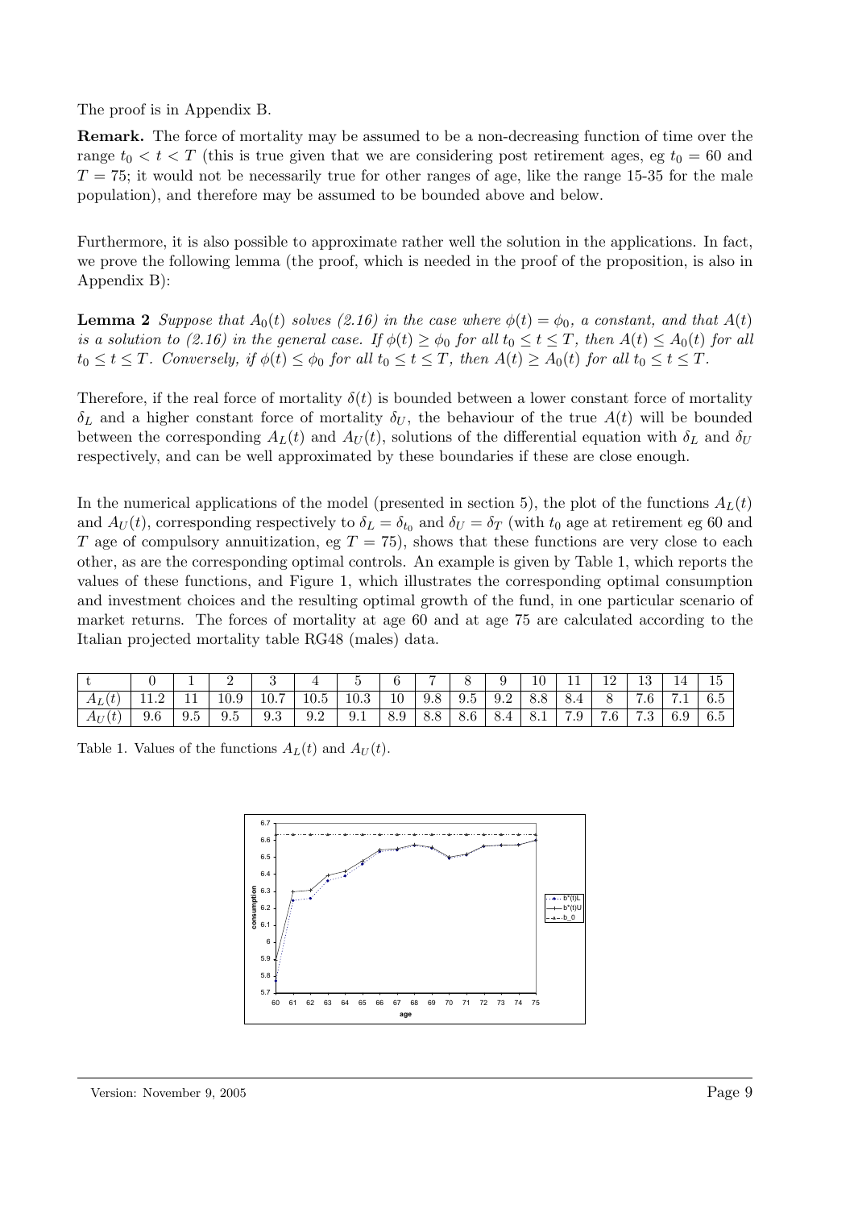The proof is in Appendix B.

**Remark.** The force of mortality may be assumed to be a non-decreasing function of time over the range $t_0 < t < T$ (this is true given that we are considering post retirement ages, eg $t_0 = 60$ and $T = 75$; it would not be necessarily true for other ranges of age, like the range 15-35 for the male population), and therefore may be assumed to be bounded above and below.

Furthermore, it is also possible to approximate rather well the solution in the applications. In fact, we prove the following lemma (the proof, which is needed in the proof of the proposition, is also in Appendix B):

**Lemma 2** *Suppose that $A_0(t)$ solves (2.16) in the case where $\phi(t) = \phi_0$, a constant, and that $A(t)$ is a solution to (2.16) in the general case. If $\phi(t) \geq \phi_0$ for all $t_0 \leq t \leq T$, then $A(t) \leq A_0(t)$ for all $t_0 \leq t \leq T$. Conversely, if $\phi(t) \leq \phi_0$ for all $t_0 \leq t \leq T$, then $A(t) \geq A_0(t)$ for all $t_0 \leq t \leq T$.*

Therefore, if the real force of mortality $\delta(t)$ is bounded between a lower constant force of mortality $\delta_L$ and a higher constant force of mortality $\delta_U$, the behaviour of the true $A(t)$ will be bounded between the corresponding $A_L(t)$ and $A_U(t)$, solutions of the differential equation with $\delta_L$ and $\delta_U$ respectively, and can be well approximated by these boundaries if these are close enough.

In the numerical applications of the model (presented in section 5), the plot of the functions $A_L(t)$ and $A_U(t)$, corresponding respectively to $\delta_L = \delta_{t_0}$ and $\delta_U = \delta_T$ (with $t_0$ age at retirement eg 60 and $T$ age of compulsory annuitization, eg $T = 75$), shows that these functions are very close to each other, as are the corresponding optimal controls. An example is given by Table 1, which reports the values of these functions, and Figure 1, which illustrates the corresponding optimal consumption and investment choices and the resulting optimal growth of the fund, in one particular scenario of market returns. The forces of mortality at age 60 and at age 75 are calculated according to the Italian projected mortality table RG48 (males) data.

| t | 0 | 1 | 2 | 3 | 4 | 5 | 6 | 7 | 8 | 9 | 10 | 11 | 12 | 13 | 14 | 15 |
|---|---|---|---|---|---|---|---|---|---|---|---|---|---|---|---|---|
| $A_L(t)$ | 11.2 | 11 | 10.9 | 10.7 | 10.5 | 10.3 | 10 | 9.8 | 9.5 | 9.2 | 8.8 | 8.4 | 8 | 7.6 | 7.1 | 6.5 |
| $A_U(t)$ | 9.6 | 9.5 | 9.5 | 9.3 | 9.2 | 9.1 | 8.9 | 8.8 | 8.6 | 8.4 | 8.1 | 7.9 | 7.6 | 7.3 | 6.9 | 6.5 |

Table 1. Values of the functions $A_L(t)$ and $A_U(t)$.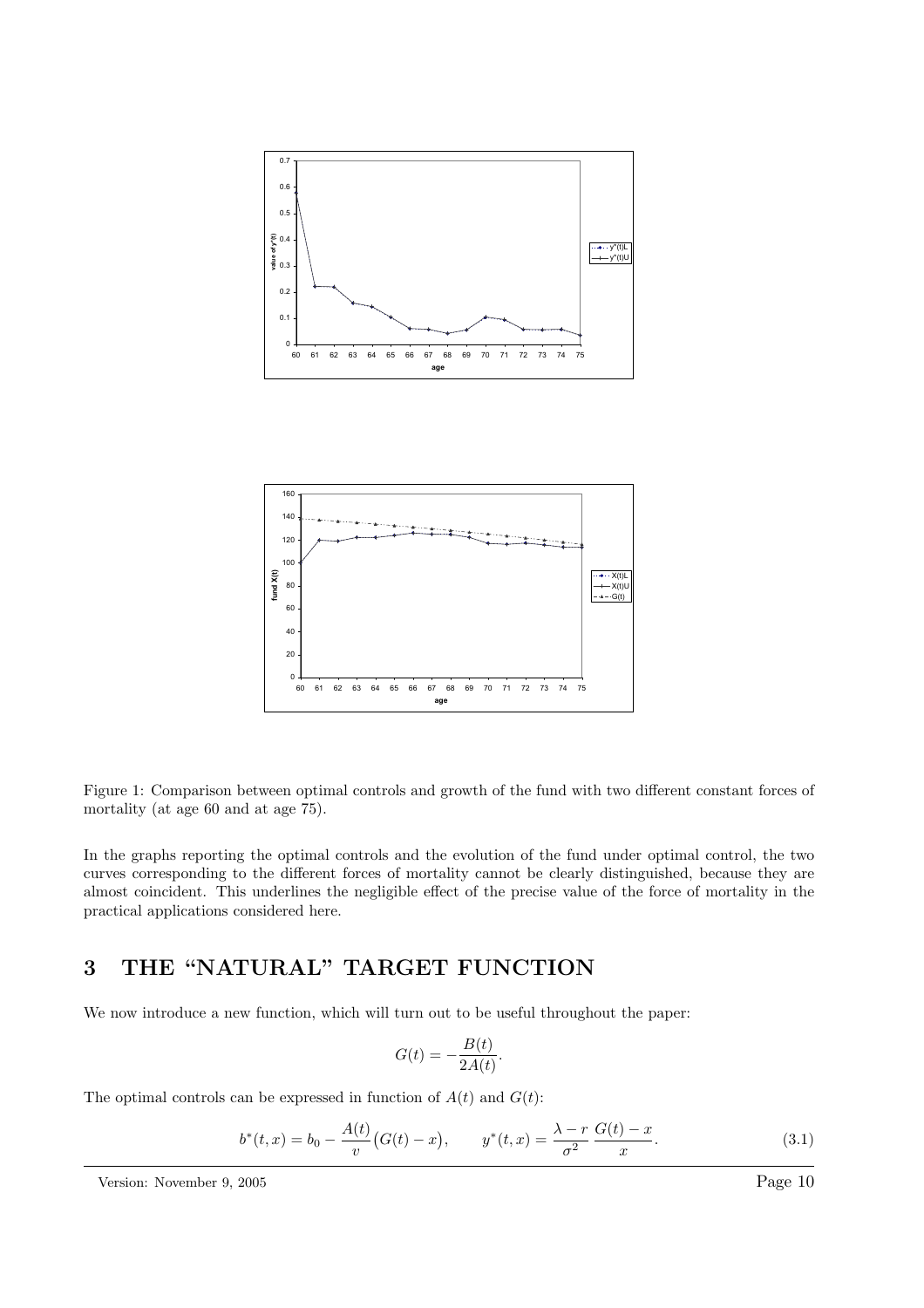Figure 1: Comparison between optimal controls and growth of the fund with two different constant forces of mortality (at age 60 and at age 75).

In the graphs reporting the optimal controls and the evolution of the fund under optimal control, the two curves corresponding to the different forces of mortality cannot be clearly distinguished, because they are almost coincident. This underlines the negligible effect of the precise value of the force of mortality in the practical applications considered here.

## 3 THE "NATURAL" TARGET FUNCTION

We now introduce a new function, which will turn out to be useful throughout the paper:

$$G(t) = -\frac{B(t)}{2A(t)}.$$

The optimal controls can be expressed in function of $A(t)$ and $G(t)$:

$$b^*(t,x) = b_0 - \frac{A(t)}{v}\big(G(t) - x\big), \qquad y^*(t,x) = \frac{\lambda - r}{\sigma^2}\,\frac{G(t) - x}{x}. \tag{3.1}$$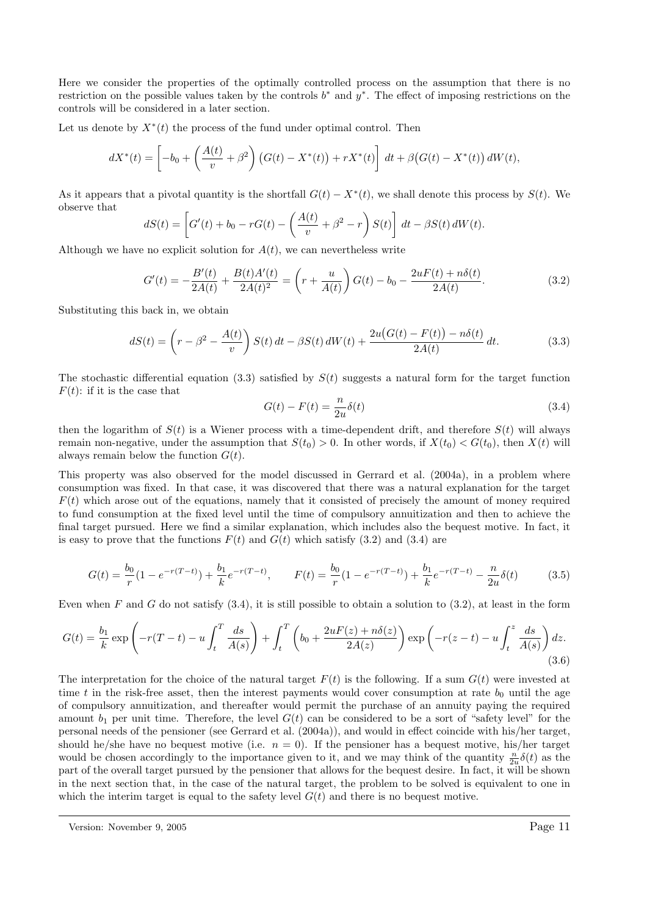Here we consider the properties of the optimally controlled process on the assumption that there is no restriction on the possible values taken by the controls $b^*$ and $y^*$. The effect of imposing restrictions on the controls will be considered in a later section.

Let us denote by $X^*(t)$ the process of the fund under optimal control. Then

$$dX^*(t) = \left[ -b_0 + \left( \frac{A(t)}{v} + \beta^2 \right) \big(G(t) - X^*(t)\big) + rX^*(t) \right] dt + \beta\big(G(t) - X^*(t)\big)\, dW(t),$$

As it appears that a pivotal quantity is the shortfall $G(t) - X^*(t)$, we shall denote this process by $S(t)$. We observe that

$$dS(t) = \left[ G'(t) + b_0 - rG(t) - \left( \frac{A(t)}{v} + \beta^2 - r \right) S(t) \right] dt - \beta S(t)\, dW(t).$$

Although we have no explicit solution for $A(t)$, we can nevertheless write

$$G'(t) = -\frac{B'(t)}{2A(t)} + \frac{B(t)A'(t)}{2A(t)^2} = \left( r + \frac{u}{A(t)} \right) G(t) - b_0 - \frac{2uF(t) + n\delta(t)}{2A(t)}. \tag{3.2}$$

Substituting this back in, we obtain

$$dS(t) = \left( r - \beta^2 - \frac{A(t)}{v} \right) S(t)\, dt - \beta S(t)\, dW(t) + \frac{2u\big(G(t) - F(t)\big) - n\delta(t)}{2A(t)}\, dt. \tag{3.3}$$

The stochastic differential equation (3.3) satisfied by $S(t)$ suggests a natural form for the target function $F(t)$: if it is the case that

$$G(t) - F(t) = \frac{n}{2u}\delta(t) \tag{3.4}$$

then the logarithm of $S(t)$ is a Wiener process with a time-dependent drift, and therefore $S(t)$ will always remain non-negative, under the assumption that $S(t_0) > 0$. In other words, if $X(t_0) < G(t_0)$, then $X(t)$ will always remain below the function $G(t)$.

This property was also observed for the model discussed in Gerrard et al. (2004a), in a problem where consumption was fixed. In that case, it was discovered that there was a natural explanation for the target $F(t)$ which arose out of the equations, namely that it consisted of precisely the amount of money required to fund consumption at the fixed level until the time of compulsory annuitization and then to achieve the final target pursued. Here we find a similar explanation, which includes also the bequest motive. In fact, it is easy to prove that the functions $F(t)$ and $G(t)$ which satisfy (3.2) and (3.4) are

$$G(t) = \frac{b_0}{r}(1 - e^{-r(T-t)}) + \frac{b_1}{k}e^{-r(T-t)}, \qquad F(t) = \frac{b_0}{r}(1 - e^{-r(T-t)}) + \frac{b_1}{k}e^{-r(T-t)} - \frac{n}{2u}\delta(t) \tag{3.5}$$

Even when $F$ and $G$ do not satisfy (3.4), it is still possible to obtain a solution to (3.2), at least in the form

$$G(t) = \frac{b_1}{k}\exp\left( -r(T-t) - u\int_t^T \frac{ds}{A(s)} \right) + \int_t^T \left( b_0 + \frac{2uF(z) + n\delta(z)}{2A(z)} \right) \exp\left( -r(z-t) - u\int_t^z \frac{ds}{A(s)} \right) dz. \tag{3.6}$$

The interpretation for the choice of the natural target $F(t)$ is the following. If a sum $G(t)$ were invested at time $t$ in the risk-free asset, then the interest payments would cover consumption at rate $b_0$ until the age of compulsory annuitization, and thereafter would permit the purchase of an annuity paying the required amount $b_1$ per unit time. Therefore, the level $G(t)$ can be considered to be a sort of "safety level" for the personal needs of the pensioner (see Gerrard et al. (2004a)), and would in effect coincide with his/her target, should he/she have no bequest motive (i.e. $n = 0$). If the pensioner has a bequest motive, his/her target would be chosen accordingly to the importance given to it, and we may think of the quantity $\frac{n}{2u}\delta(t)$ as the part of the overall target pursued by the pensioner that allows for the bequest desire. In fact, it will be shown in the next section that, in the case of the natural target, the problem to be solved is equivalent to one in which the interim target is equal to the safety level $G(t)$ and there is no bequest motive.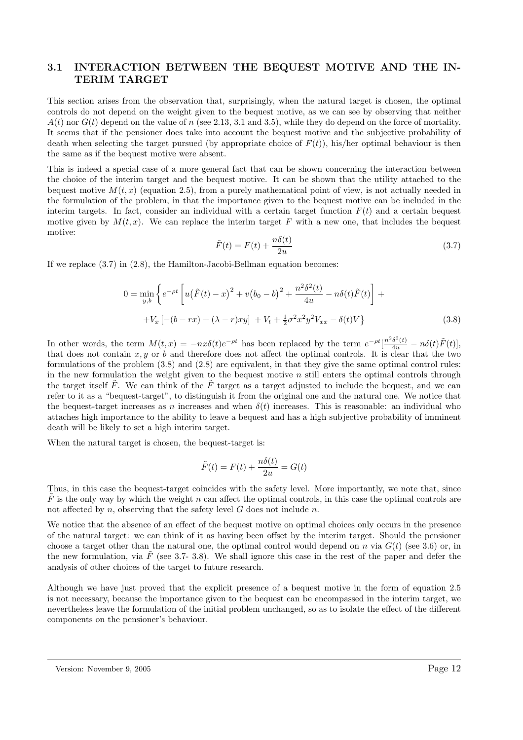### 3.1 INTERACTION BETWEEN THE BEQUEST MOTIVE AND THE INTERIM TARGET

This section arises from the observation that, surprisingly, when the natural target is chosen, the optimal controls do not depend on the weight given to the bequest motive, as we can see by observing that neither $A(t)$ nor $G(t)$ depend on the value of $n$ (see 2.13, 3.1 and 3.5), while they do depend on the force of mortality. It seems that if the pensioner does take into account the bequest motive and the subjective probability of death when selecting the target pursued (by appropriate choice of $F(t)$), his/her optimal behaviour is then the same as if the bequest motive were absent.

This is indeed a special case of a more general fact that can be shown concerning the interaction between the choice of the interim target and the bequest motive. It can be shown that the utility attached to the bequest motive $M(t,x)$ (equation 2.5), from a purely mathematical point of view, is not actually needed in the formulation of the problem, in that the importance given to the bequest motive can be included in the interim targets. In fact, consider an individual with a certain target function $F(t)$ and a certain bequest motive given by $M(t,x)$. We can replace the interim target $F$ with a new one, that includes the bequest motive:

$$\tilde{F}(t) = F(t) + \frac{n\delta(t)}{2u} \tag{3.7}$$

If we replace (3.7) in (2.8), the Hamilton-Jacobi-Bellman equation becomes:

$$0 = \min_{y,b} \left\{ e^{-\rho t} \left[ u\big(\tilde{F}(t) - x\big)^2 + v\big(b_0 - b\big)^2 + \frac{n^2\delta^2(t)}{4u} - n\delta(t)\tilde{F}(t) \right] + \right.$$
$$\left. + V_x \left[ -(b - rx) + (\lambda - r)xy \right] + V_t + \tfrac{1}{2}\sigma^2 x^2 y^2 V_{xx} - \delta(t)V \right\} \tag{3.8}$$

In other words, the term $M(t,x) = -nx\delta(t)e^{-\rho t}$ has been replaced by the term $e^{-\rho t}[\frac{n^2\delta^2(t)}{4u} - n\delta(t)\tilde{F}(t)]$, that does not contain $x, y$ or $b$ and therefore does not affect the optimal controls. It is clear that the two formulations of the problem (3.8) and (2.8) are equivalent, in that they give the same optimal control rules: in the new formulation the weight given to the bequest motive $n$ still enters the optimal controls through the target itself $\tilde{F}$. We can think of the $\tilde{F}$ target as a target adjusted to include the bequest, and we can refer to it as a "bequest-target", to distinguish it from the original one and the natural one. We notice that the bequest-target increases as $n$ increases and when $\delta(t)$ increases. This is reasonable: an individual who attaches high importance to the ability to leave a bequest and has a high subjective probability of imminent death will be likely to set a high interim target.

When the natural target is chosen, the bequest-target is:

$$\tilde{F}(t) = F(t) + \frac{n\delta(t)}{2u} = G(t)$$

Thus, in this case the bequest-target coincides with the safety level. More importantly, we note that, since $\tilde{F}$ is the only way by which the weight $n$ can affect the optimal controls, in this case the optimal controls are not affected by $n$, observing that the safety level $G$ does not include $n$.

We notice that the absence of an effect of the bequest motive on optimal choices only occurs in the presence of the natural target: we can think of it as having been offset by the interim target. Should the pensioner choose a target other than the natural one, the optimal control would depend on $n$ via $G(t)$ (see 3.6) or, in the new formulation, via $\tilde{F}$ (see 3.7- 3.8). We shall ignore this case in the rest of the paper and defer the analysis of other choices of the target to future research.

Although we have just proved that the explicit presence of a bequest motive in the form of equation 2.5 is not necessary, because the importance given to the bequest can be encompassed in the interim target, we nevertheless leave the formulation of the initial problem unchanged, so as to isolate the effect of the different components on the pensioner's behaviour.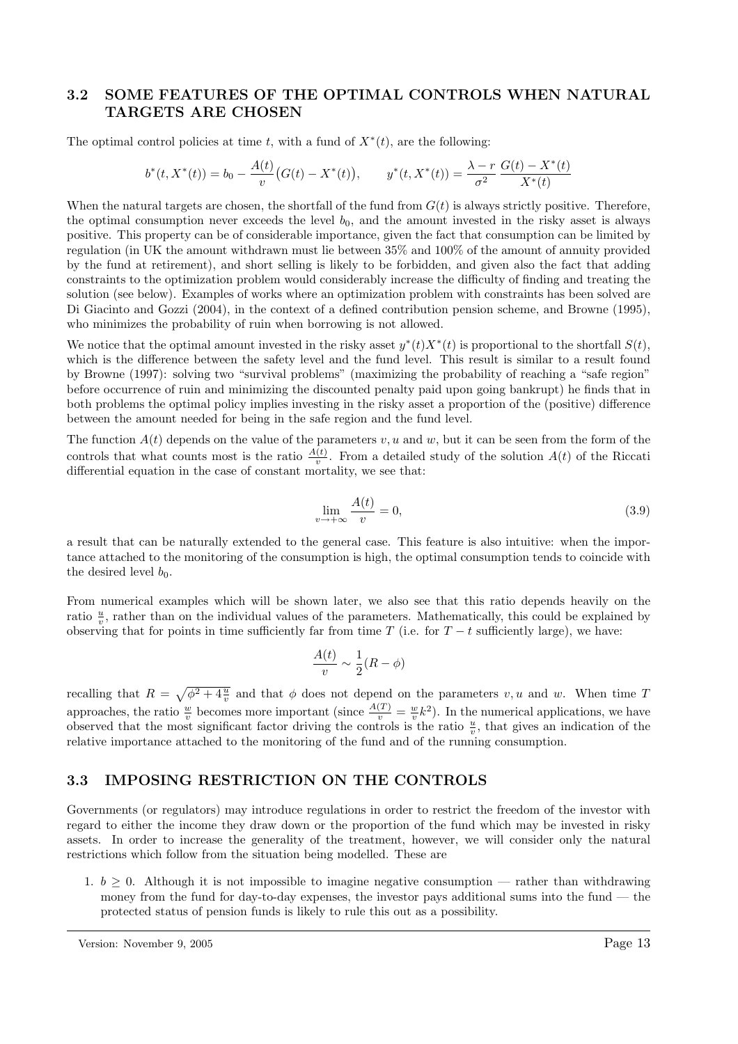### 3.2 SOME FEATURES OF THE OPTIMAL CONTROLS WHEN NATURAL TARGETS ARE CHOSEN

The optimal control policies at time $t$, with a fund of $X^*(t)$, are the following:

$$b^*(t, X^*(t)) = b_0 - \frac{A(t)}{v}\big(G(t) - X^*(t)\big), \qquad y^*(t, X^*(t)) = \frac{\lambda - r}{\sigma^2}\,\frac{G(t) - X^*(t)}{X^*(t)}$$

When the natural targets are chosen, the shortfall of the fund from $G(t)$ is always strictly positive. Therefore, the optimal consumption never exceeds the level $b_0$, and the amount invested in the risky asset is always positive. This property can be of considerable importance, given the fact that consumption can be limited by regulation (in UK the amount withdrawn must lie between 35% and 100% of the amount of annuity provided by the fund at retirement), and short selling is likely to be forbidden, and given also the fact that adding constraints to the optimization problem would considerably increase the difficulty of finding and treating the solution (see below). Examples of works where an optimization problem with constraints has been solved are Di Giacinto and Gozzi (2004), in the context of a defined contribution pension scheme, and Browne (1995), who minimizes the probability of ruin when borrowing is not allowed.

We notice that the optimal amount invested in the risky asset $y^*(t)X^*(t)$ is proportional to the shortfall $S(t)$, which is the difference between the safety level and the fund level. This result is similar to a result found by Browne (1997): solving two "survival problems" (maximizing the probability of reaching a "safe region" before occurrence of ruin and minimizing the discounted penalty paid upon going bankrupt) he finds that in both problems the optimal policy implies investing in the risky asset a proportion of the (positive) difference between the amount needed for being in the safe region and the fund level.

The function $A(t)$ depends on the value of the parameters $v, u$ and $w$, but it can be seen from the form of the controls that what counts most is the ratio $\frac{A(t)}{v}$. From a detailed study of the solution $A(t)$ of the Riccati differential equation in the case of constant mortality, we see that:

$$\lim_{v \to +\infty} \frac{A(t)}{v} = 0, \tag{3.9}$$

a result that can be naturally extended to the general case. This feature is also intuitive: when the importance attached to the monitoring of the consumption is high, the optimal consumption tends to coincide with the desired level $b_0$.

From numerical examples which will be shown later, we also see that this ratio depends heavily on the ratio $\frac{u}{v}$, rather than on the individual values of the parameters. Mathematically, this could be explained by observing that for points in time sufficiently far from time $T$ (i.e. for $T - t$ sufficiently large), we have:

$$\frac{A(t)}{v} \sim \frac{1}{2}(R - \phi)$$

recalling that $R = \sqrt{\phi^2 + 4\frac{u}{v}}$ and that $\phi$ does not depend on the parameters $v, u$ and $w$. When time $T$ approaches, the ratio $\frac{w}{v}$ becomes more important (since $\frac{A(T)}{v} = \frac{w}{v}k^2$). In the numerical applications, we have observed that the most significant factor driving the controls is the ratio $\frac{u}{v}$, that gives an indication of the relative importance attached to the monitoring of the fund and of the running consumption.

### 3.3 IMPOSING RESTRICTION ON THE CONTROLS

Governments (or regulators) may introduce regulations in order to restrict the freedom of the investor with regard to either the income they draw down or the proportion of the fund which may be invested in risky assets. In order to increase the generality of the treatment, however, we will consider only the natural restrictions which follow from the situation being modelled. These are

1. $b \geq 0$. Although it is not impossible to imagine negative consumption — rather than withdrawing money from the fund for day-to-day expenses, the investor pays additional sums into the fund — the protected status of pension funds is likely to rule this out as a possibility.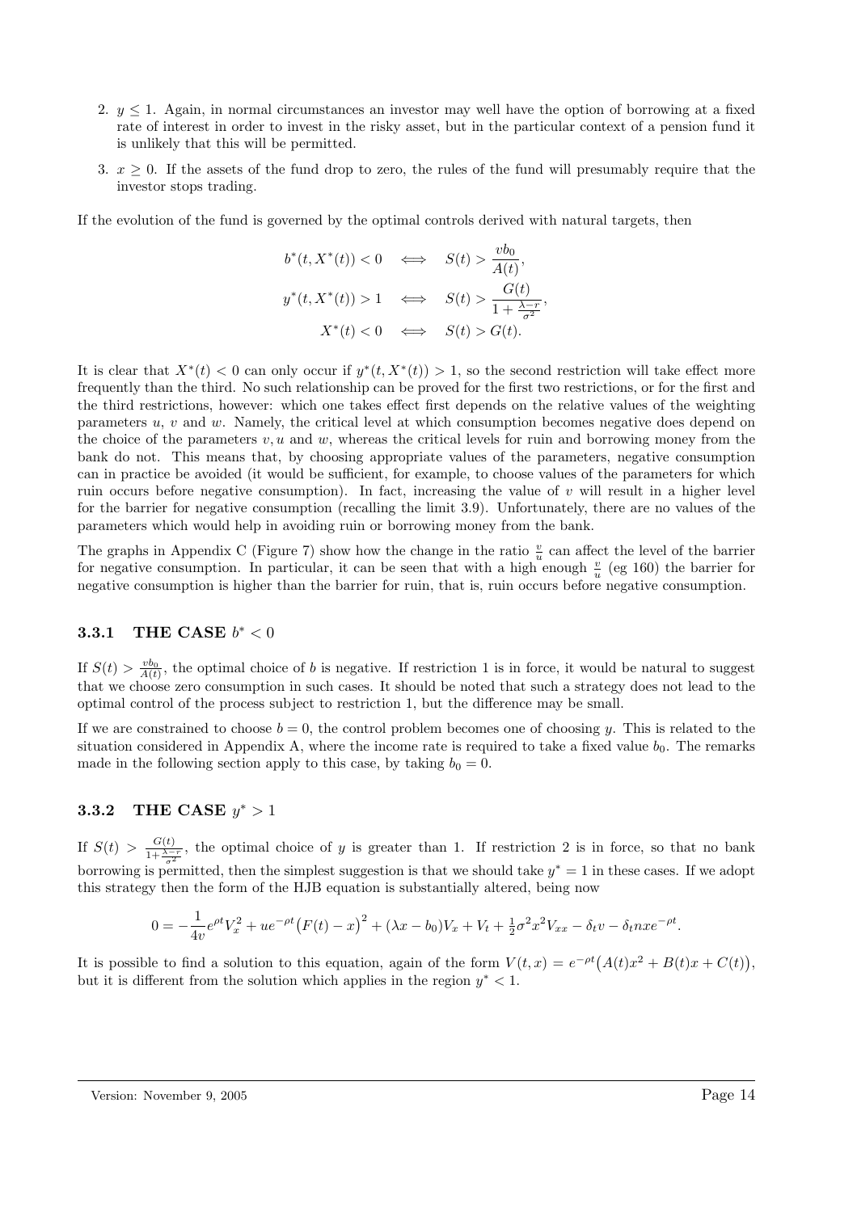2. $y \leq 1$. Again, in normal circumstances an investor may well have the option of borrowing at a fixed rate of interest in order to invest in the risky asset, but in the particular context of a pension fund it is unlikely that this will be permitted.
3. $x \geq 0$. If the assets of the fund drop to zero, the rules of the fund will presumably require that the investor stops trading.

If the evolution of the fund is governed by the optimal controls derived with natural targets, then

$$
\begin{aligned}
b^*(t, X^*(t)) < 0 \quad &\iff \quad S(t) > \frac{vb_0}{A(t)}, \\
y^*(t, X^*(t)) > 1 \quad &\iff \quad S(t) > \frac{G(t)}{1 + \frac{\lambda - r}{\sigma^2}}, \\
X^*(t) < 0 \quad &\iff \quad S(t) > G(t).
\end{aligned}
$$

It is clear that $X^*(t) < 0$ can only occur if $y^*(t, X^*(t)) > 1$, so the second restriction will take effect more frequently than the third. No such relationship can be proved for the first two restrictions, or for the first and the third restrictions, however: which one takes effect first depends on the relative values of the weighting parameters $u$, $v$ and $w$. Namely, the critical level at which consumption becomes negative does depend on the choice of the parameters $v, u$ and $w$, whereas the critical levels for ruin and borrowing money from the bank do not. This means that, by choosing appropriate values of the parameters, negative consumption can in practice be avoided (it would be sufficient, for example, to choose values of the parameters for which ruin occurs before negative consumption). In fact, increasing the value of $v$ will result in a higher level for the barrier for negative consumption (recalling the limit 3.9). Unfortunately, there are no values of the parameters which would help in avoiding ruin or borrowing money from the bank.

The graphs in Appendix C (Figure 7) show how the change in the ratio $\frac{v}{u}$ can affect the level of the barrier for negative consumption. In particular, it can be seen that with a high enough $\frac{v}{u}$ (eg 160) the barrier for negative consumption is higher than the barrier for ruin, that is, ruin occurs before negative consumption.

### 3.3.1 THE CASE $b^* < 0$

If $S(t) > \frac{vb_0}{A(t)}$, the optimal choice of $b$ is negative. If restriction 1 is in force, it would be natural to suggest that we choose zero consumption in such cases. It should be noted that such a strategy does not lead to the optimal control of the process subject to restriction 1, but the difference may be small.

If we are constrained to choose $b = 0$, the control problem becomes one of choosing $y$. This is related to the situation considered in Appendix A, where the income rate is required to take a fixed value $b_0$. The remarks made in the following section apply to this case, by taking $b_0 = 0$.

### 3.3.2 THE CASE $y^* > 1$

If $S(t) > \frac{G(t)}{1+\frac{\lambda-r}{\sigma^2}}$, the optimal choice of $y$ is greater than 1. If restriction 2 is in force, so that no bank borrowing is permitted, then the simplest suggestion is that we should take $y^* = 1$ in these cases. If we adopt this strategy then the form of the HJB equation is substantially altered, being now

$$
0 = -\frac{1}{4v} e^{\rho t} V_x^2 + u e^{-\rho t} \big(F(t) - x\big)^2 + (\lambda x - b_0) V_x + V_t + \tfrac{1}{2} \sigma^2 x^2 V_{xx} - \delta_t v - \delta_t n x e^{-\rho t}.
$$

It is possible to find a solution to this equation, again of the form $V(t,x) = e^{-\rho t}\big(A(t)x^2 + B(t)x + C(t)\big)$, but it is different from the solution which applies in the region $y^* < 1$.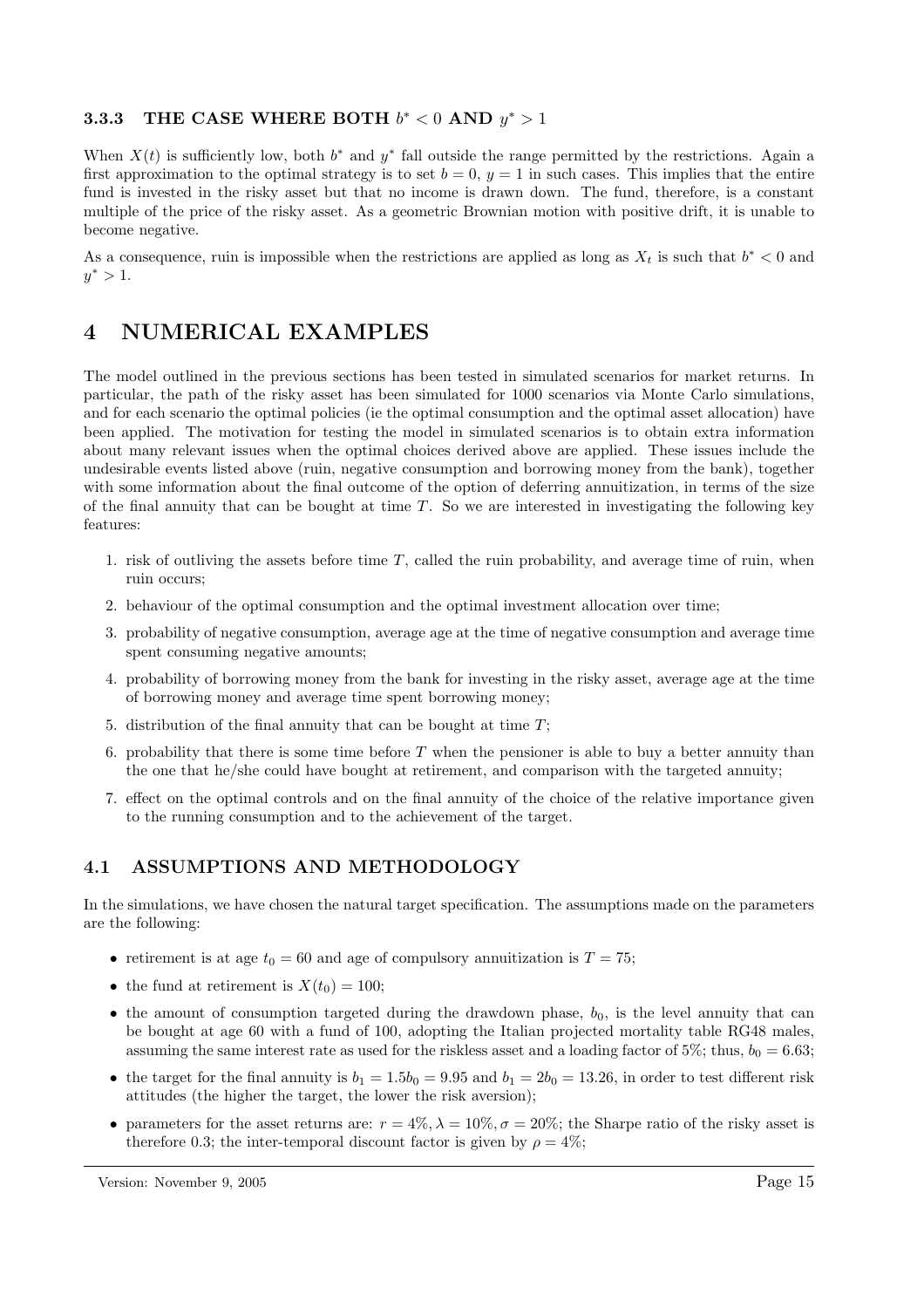### 3.3.3 THE CASE WHERE BOTH $b^* < 0$ AND $y^* > 1$

When $X(t)$ is sufficiently low, both $b^*$ and $y^*$ fall outside the range permitted by the restrictions. Again a first approximation to the optimal strategy is to set $b = 0$, $y = 1$ in such cases. This implies that the entire fund is invested in the risky asset but that no income is drawn down. The fund, therefore, is a constant multiple of the price of the risky asset. As a geometric Brownian motion with positive drift, it is unable to become negative.

As a consequence, ruin is impossible when the restrictions are applied as long as $X_t$ is such that $b^* < 0$ and $y^* > 1$.

# 4 NUMERICAL EXAMPLES

The model outlined in the previous sections has been tested in simulated scenarios for market returns. In particular, the path of the risky asset has been simulated for 1000 scenarios via Monte Carlo simulations, and for each scenario the optimal policies (ie the optimal consumption and the optimal asset allocation) have been applied. The motivation for testing the model in simulated scenarios is to obtain extra information about many relevant issues when the optimal choices derived above are applied. These issues include the undesirable events listed above (ruin, negative consumption and borrowing money from the bank), together with some information about the final outcome of the option of deferring annuitization, in terms of the size of the final annuity that can be bought at time $T$. So we are interested in investigating the following key features:

1. risk of outliving the assets before time $T$, called the ruin probability, and average time of ruin, when ruin occurs;
2. behaviour of the optimal consumption and the optimal investment allocation over time;
3. probability of negative consumption, average age at the time of negative consumption and average time spent consuming negative amounts;
4. probability of borrowing money from the bank for investing in the risky asset, average age at the time of borrowing money and average time spent borrowing money;
5. distribution of the final annuity that can be bought at time $T$;
6. probability that there is some time before $T$ when the pensioner is able to buy a better annuity than the one that he/she could have bought at retirement, and comparison with the targeted annuity;
7. effect on the optimal controls and on the final annuity of the choice of the relative importance given to the running consumption and to the achievement of the target.

## 4.1 ASSUMPTIONS AND METHODOLOGY

In the simulations, we have chosen the natural target specification. The assumptions made on the parameters are the following:

- retirement is at age $t_0 = 60$ and age of compulsory annuitization is $T = 75$;
- the fund at retirement is $X(t_0) = 100$;
- the amount of consumption targeted during the drawdown phase, $b_0$, is the level annuity that can be bought at age 60 with a fund of 100, adopting the Italian projected mortality table RG48 males, assuming the same interest rate as used for the riskless asset and a loading factor of 5%; thus, $b_0 = 6.63$;
- the target for the final annuity is $b_1 = 1.5b_0 = 9.95$ and $b_1 = 2b_0 = 13.26$, in order to test different risk attitudes (the higher the target, the lower the risk aversion);
- parameters for the asset returns are: $r = 4\%, \lambda = 10\%, \sigma = 20\%$; the Sharpe ratio of the risky asset is therefore 0.3; the inter-temporal discount factor is given by $\rho = 4\%$;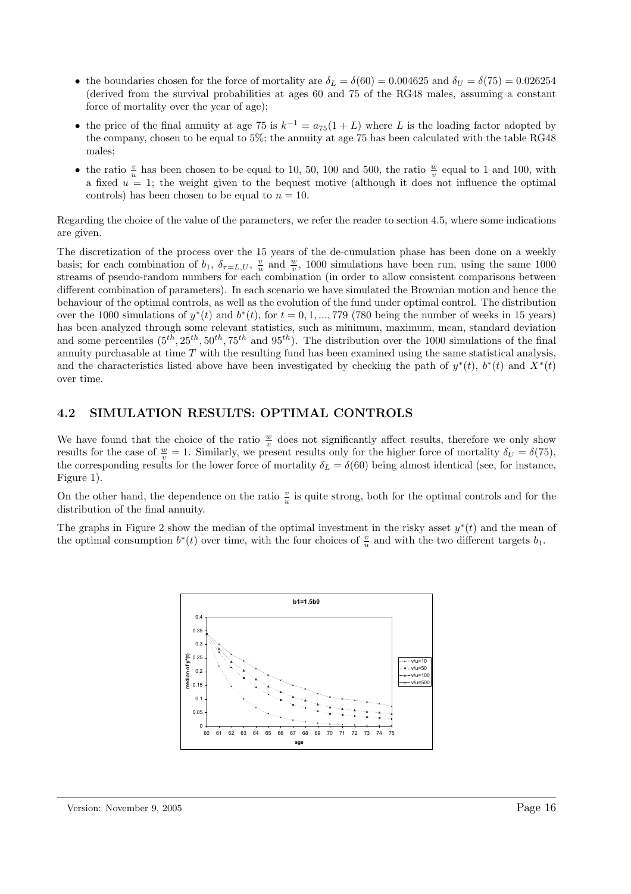- the boundaries chosen for the force of mortality are $\delta_L = \delta(60) = 0.004625$ and $\delta_U = \delta(75) = 0.026254$ (derived from the survival probabilities at ages 60 and 75 of the RG48 males, assuming a constant force of mortality over the year of age);
- the price of the final annuity at age 75 is $k^{-1} = a_{75}(1 + L)$ where $L$ is the loading factor adopted by the company, chosen to be equal to 5%; the annuity at age 75 has been calculated with the table RG48 males;
- the ratio $\frac{v}{u}$ has been chosen to be equal to 10, 50, 100 and 500, the ratio $\frac{w}{v}$ equal to 1 and 100, with a fixed $u = 1$; the weight given to the bequest motive (although it does not influence the optimal controls) has been chosen to be equal to $n = 10$.

Regarding the choice of the value of the parameters, we refer the reader to section 4.5, where some indications are given.

The discretization of the process over the 15 years of the de-cumulation phase has been done on a weekly basis; for each combination of $b_1$, $\delta_{\tau=L,U}$, $\frac{v}{u}$ and $\frac{w}{v}$, 1000 simulations have been run, using the same 1000 streams of pseudo-random numbers for each combination (in order to allow consistent comparisons between different combination of parameters). In each scenario we have simulated the Brownian motion and hence the behaviour of the optimal controls, as well as the evolution of the fund under optimal control. The distribution over the 1000 simulations of $y^*(t)$ and $b^*(t)$, for $t = 0, 1, ..., 779$ (780 being the number of weeks in 15 years) has been analyzed through some relevant statistics, such as minimum, maximum, mean, standard deviation and some percentiles ($5^{th}, 25^{th}, 50^{th}, 75^{th}$ and $95^{th}$). The distribution over the 1000 simulations of the final annuity purchasable at time $T$ with the resulting fund has been examined using the same statistical analysis, and the characteristics listed above have been investigated by checking the path of $y^*(t)$, $b^*(t)$ and $X^*(t)$ over time.

## 4.2 SIMULATION RESULTS: OPTIMAL CONTROLS

We have found that the choice of the ratio $\frac{w}{v}$ does not significantly affect results, therefore we only show results for the case of $\frac{w}{v} = 1$. Similarly, we present results only for the higher force of mortality $\delta_U = \delta(75)$, the corresponding results for the lower force of mortality $\delta_L = \delta(60)$ being almost identical (see, for instance, Figure 1).

On the other hand, the dependence on the ratio $\frac{v}{u}$ is quite strong, both for the optimal controls and for the distribution of the final annuity.

The graphs in Figure 2 show the median of the optimal investment in the risky asset $y^*(t)$ and the mean of the optimal consumption $b^*(t)$ over time, with the four choices of $\frac{v}{u}$ and with the two different targets $b_1$.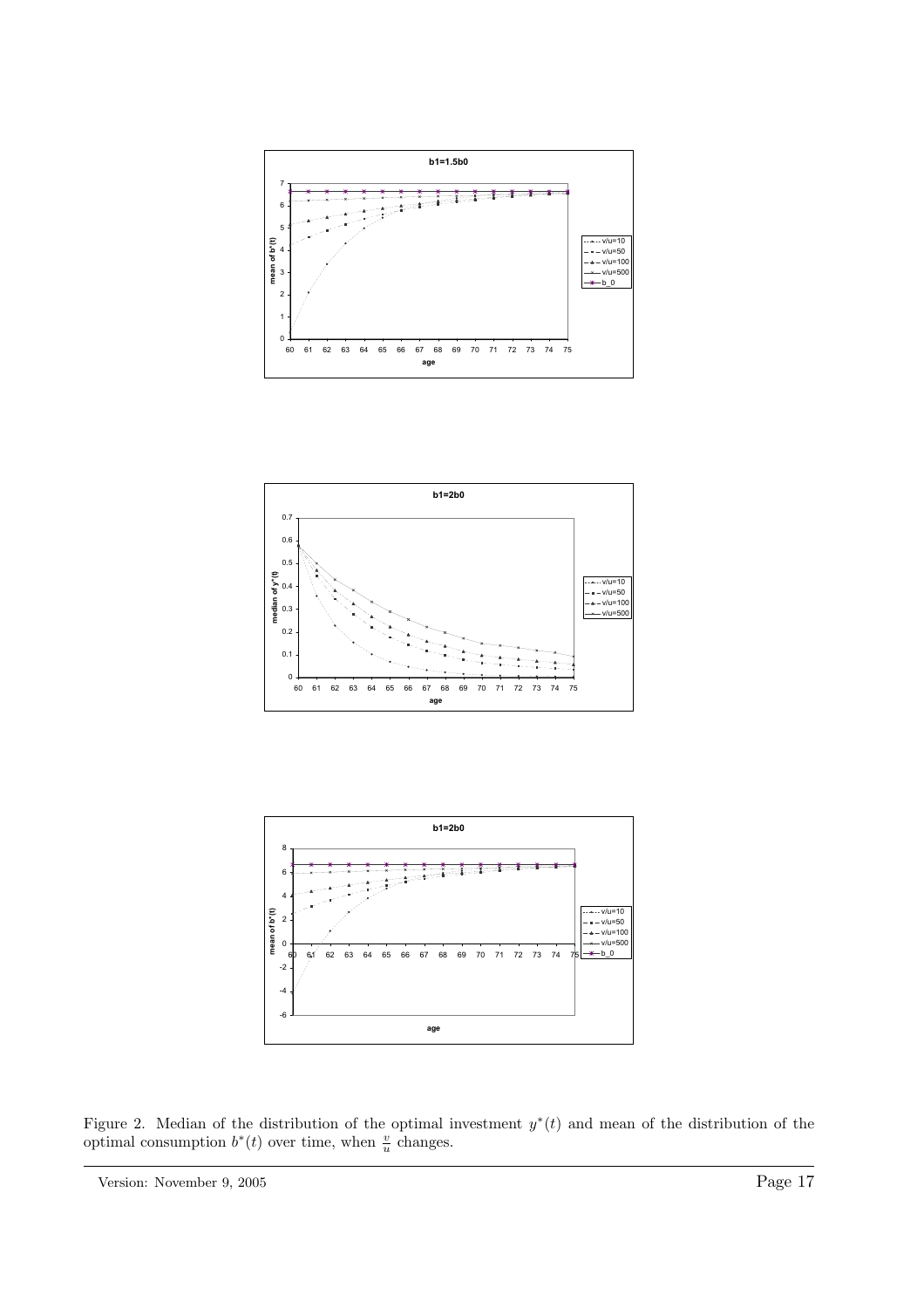Figure 2. Median of the distribution of the optimal investment $y^*(t)$ and mean of the distribution of the optimal consumption $b^*(t)$ over time, when $\frac{v}{u}$ changes.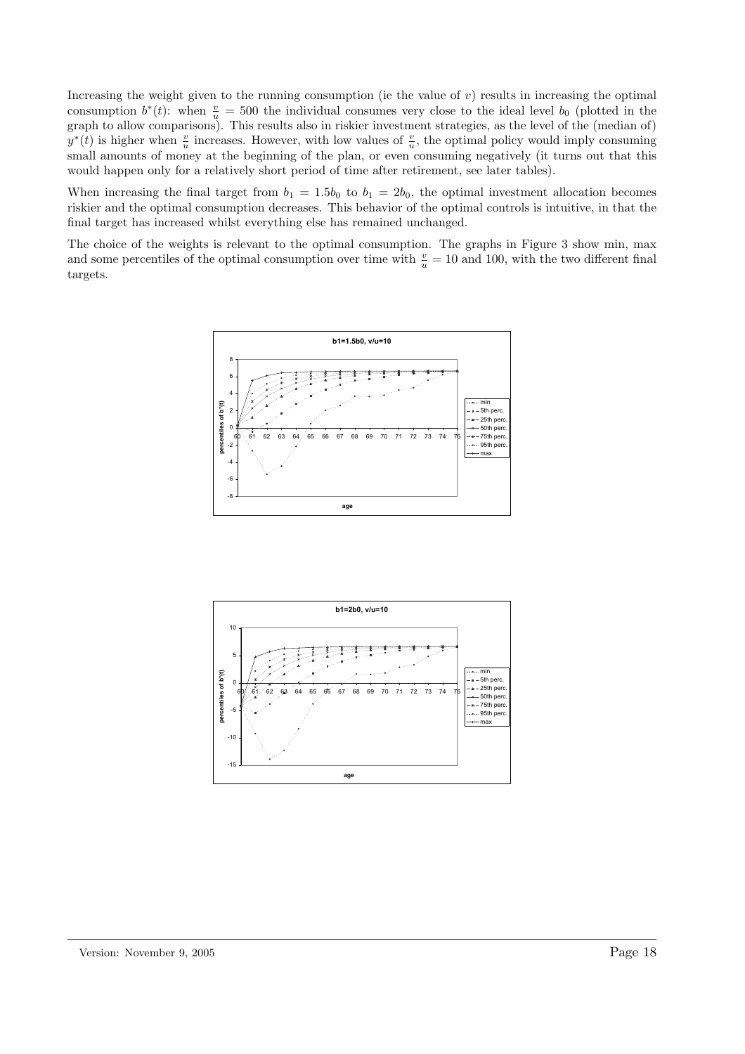Increasing the weight given to the running consumption (ie the value of $v$) results in increasing the optimal consumption $b^*(t)$: when $\frac{v}{u} = 500$ the individual consumes very close to the ideal level $b_0$ (plotted in the graph to allow comparisons). This results also in riskier investment strategies, as the level of the (median of) $y^*(t)$ is higher when $\frac{v}{u}$ increases. However, with low values of $\frac{v}{u}$, the optimal policy would imply consuming small amounts of money at the beginning of the plan, or even consuming negatively (it turns out that this would happen only for a relatively short period of time after retirement, see later tables).

When increasing the final target from $b_1 = 1.5b_0$ to $b_1 = 2b_0$, the optimal investment allocation becomes riskier and the optimal consumption decreases. This behavior of the optimal controls is intuitive, in that the final target has increased whilst everything else has remained unchanged.

The choice of the weights is relevant to the optimal consumption. The graphs in Figure 3 show min, max and some percentiles of the optimal consumption over time with $\frac{v}{u} = 10$ and 100, with the two different final targets.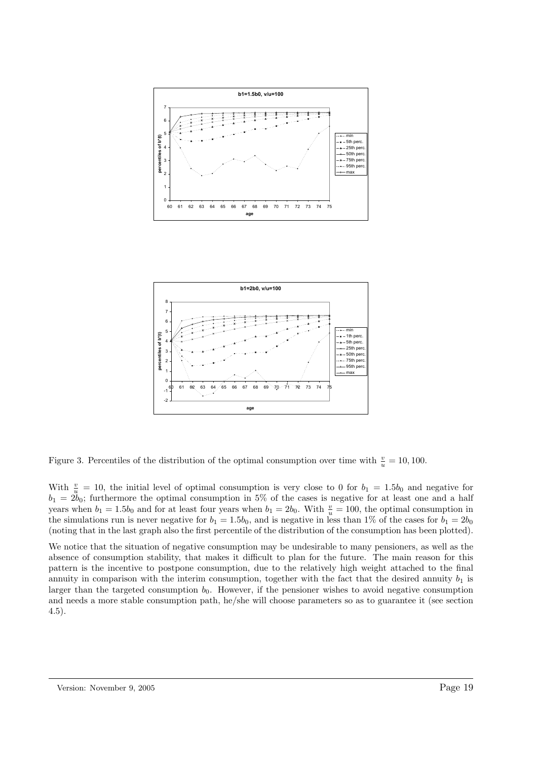Figure 3. Percentiles of the distribution of the optimal consumption over time with $\frac{v}{u} = 10, 100$.

With $\frac{v}{u} = 10$, the initial level of optimal consumption is very close to 0 for $b_1 = 1.5b_0$ and negative for $b_1 = 2b_0$; furthermore the optimal consumption in 5% of the cases is negative for at least one and a half years when $b_1 = 1.5b_0$ and for at least four years when $b_1 = 2b_0$. With $\frac{v}{u} = 100$, the optimal consumption in the simulations run is never negative for $b_1 = 1.5b_0$, and is negative in less than 1% of the cases for $b_1 = 2b_0$ (noting that in the last graph also the first percentile of the distribution of the consumption has been plotted).

We notice that the situation of negative consumption may be undesirable to many pensioners, as well as the absence of consumption stability, that makes it difficult to plan for the future. The main reason for this pattern is the incentive to postpone consumption, due to the relatively high weight attached to the final annuity in comparison with the interim consumption, together with the fact that the desired annuity $b_1$ is larger than the targeted consumption $b_0$. However, if the pensioner wishes to avoid negative consumption and needs a more stable consumption path, he/she will choose parameters so as to guarantee it (see section 4.5).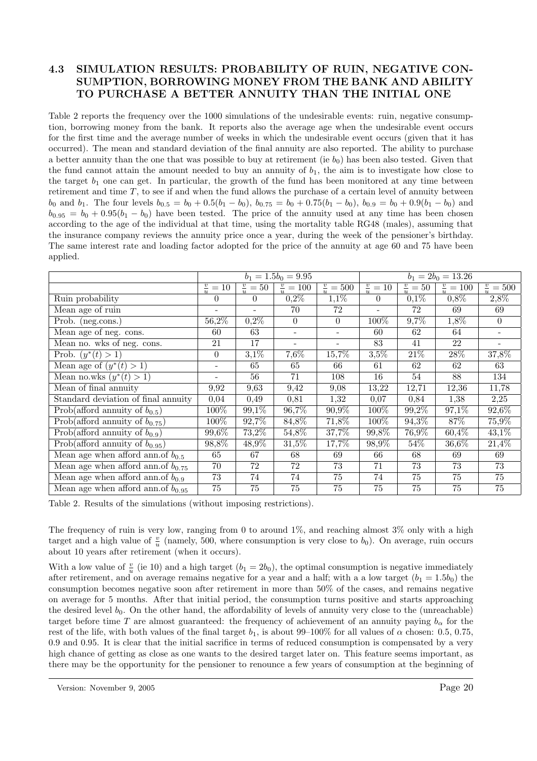### 4.3 SIMULATION RESULTS: PROBABILITY OF RUIN, NEGATIVE CONSUMPTION, BORROWING MONEY FROM THE BANK AND ABILITY TO PURCHASE A BETTER ANNUITY THAN THE INITIAL ONE

Table 2 reports the frequency over the 1000 simulations of the undesirable events: ruin, negative consumption, borrowing money from the bank. It reports also the average age when the undesirable event occurs for the first time and the average number of weeks in which the undesirable event occurs (given that it has occurred). The mean and standard deviation of the final annuity are also reported. The ability to purchase a better annuity than the one that was possible to buy at retirement (ie $b_0$) has been also tested. Given that the fund cannot attain the amount needed to buy an annuity of $b_1$, the aim is to investigate how close to the target $b_1$ one can get. In particular, the growth of the fund has been monitored at any time between retirement and time $T$, to see if and when the fund allows the purchase of a certain level of annuity between $b_0$ and $b_1$. The four levels $b_{0.5} = b_0 + 0.5(b_1 - b_0)$, $b_{0.75} = b_0 + 0.75(b_1 - b_0)$, $b_{0.9} = b_0 + 0.9(b_1 - b_0)$ and $b_{0.95} = b_0 + 0.95(b_1 - b_0)$ have been tested. The price of the annuity used at any time has been chosen according to the age of the individual at that time, using the mortality table RG48 (males), assuming that the insurance company reviews the annuity price once a year, during the week of the pensioner's birthday. The same interest rate and loading factor adopted for the price of the annuity at age 60 and 75 have been applied.

| | $b_1 = 1.5b_0 = 9.95$ | | | | $b_1 = 2b_0 = 13.26$ | | | |
|---|---|---|---|---|---|---|---|---|
| | $\frac{v}{u} = 10$ | $\frac{v}{u} = 50$ | $\frac{v}{u} = 100$ | $\frac{v}{u} = 500$ | $\frac{v}{u} = 10$ | $\frac{v}{u} = 50$ | $\frac{v}{u} = 100$ | $\frac{v}{u} = 500$ |
| Ruin probability | 0 | 0 | 0,2% | 1,1% | 0 | 0,1% | 0,8% | 2,8% |
| Mean age of ruin | - | - | 70 | 72 | - | 72 | 69 | 69 |
| Prob. (neg.cons.) | 56,2% | 0,2% | 0 | 0 | 100% | 9,7% | 1,8% | 0 |
| Mean age of neg. cons. | 60 | 63 | - | - | 60 | 62 | 64 | - |
| Mean no. wks of neg. cons. | 21 | 17 | - | - | 83 | 41 | 22 | - |
| Prob. $(y^*(t) > 1)$ | 0 | 3,1% | 7,6% | 15,7% | 3,5% | 21% | 28% | 37,8% |
| Mean age of $(y^*(t) > 1)$ | - | 65 | 65 | 66 | 61 | 62 | 62 | 63 |
| Mean no.wks $(y^*(t) > 1)$ | - | 56 | 71 | 108 | 16 | 54 | 88 | 134 |
| Mean of final annuity | 9,92 | 9,63 | 9,42 | 9,08 | 13,22 | 12,71 | 12,36 | 11,78 |
| Standard deviation of final annuity | 0,04 | 0,49 | 0,81 | 1,32 | 0,07 | 0,84 | 1,38 | 2,25 |
| Prob(afford annuity of $b_{0.5}$) | 100% | 99,1% | 96,7% | 90,9% | 100% | 99,2% | 97,1% | 92,6% |
| Prob(afford annuity of $b_{0.75}$) | 100% | 92,7% | 84,8% | 71,8% | 100% | 94,3% | 87% | 75,9% |
| Prob(afford annuity of $b_{0.9}$) | 99,6% | 73,2% | 54,8% | 37,7% | 99,8% | 76,9% | 60,4% | 43,1% |
| Prob(afford annuity of $b_{0.95}$) | 98,8% | 48,9% | 31,5% | 17,7% | 98,9% | 54% | 36,6% | 21,4% |
| Mean age when afford ann.of $b_{0.5}$ | 65 | 67 | 68 | 69 | 66 | 68 | 69 | 69 |
| Mean age when afford ann.of $b_{0.75}$ | 70 | 72 | 72 | 73 | 71 | 73 | 73 | 73 |
| Mean age when afford ann.of $b_{0.9}$ | 73 | 74 | 74 | 75 | 74 | 75 | 75 | 75 |
| Mean age when afford ann.of $b_{0.95}$ | 75 | 75 | 75 | 75 | 75 | 75 | 75 | 75 |

Table 2. Results of the simulations (without imposing restrictions).

The frequency of ruin is very low, ranging from 0 to around 1%, and reaching almost 3% only with a high target and a high value of $\frac{v}{u}$ (namely, 500, where consumption is very close to $b_0$). On average, ruin occurs about 10 years after retirement (when it occurs).

With a low value of $\frac{v}{u}$ (ie 10) and a high target ($b_1 = 2b_0$), the optimal consumption is negative immediately after retirement, and on average remains negative for a year and a half; with a a low target ($b_1 = 1.5b_0$) the consumption becomes negative soon after retirement in more than 50% of the cases, and remains negative on average for 5 months. After that initial period, the consumption turns positive and starts approaching the desired level $b_0$. On the other hand, the affordability of levels of annuity very close to the (unreachable) target before time $T$ are almost guaranteed: the frequency of achievement of an annuity paying $b_\alpha$ for the rest of the life, with both values of the final target $b_1$, is about 99–100% for all values of $\alpha$ chosen: 0.5, 0.75, 0.9 and 0.95. It is clear that the initial sacrifice in terms of reduced consumption is compensated by a very high chance of getting as close as one wants to the desired target later on. This feature seems important, as there may be the opportunity for the pensioner to renounce a few years of consumption at the beginning of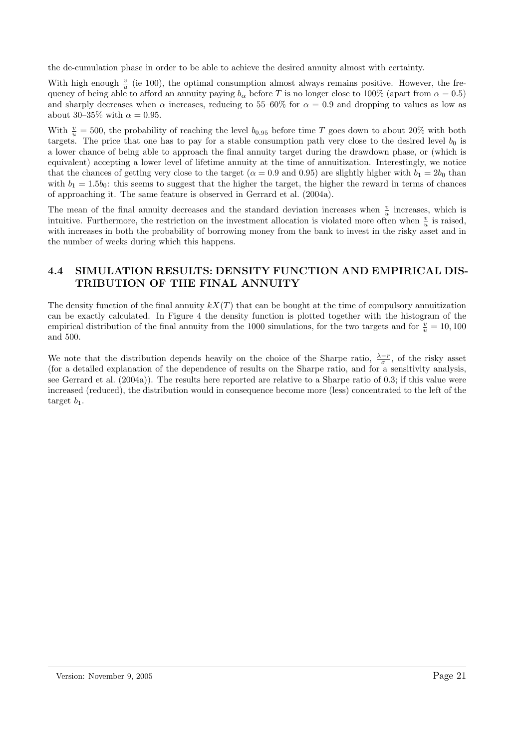the de-cumulation phase in order to be able to achieve the desired annuity almost with certainty.

With high enough $\frac{v}{u}$ (ie 100), the optimal consumption almost always remains positive. However, the frequency of being able to afford an annuity paying $b_\alpha$ before $T$ is no longer close to 100% (apart from $\alpha = 0.5$) and sharply decreases when $\alpha$ increases, reducing to 55–60% for $\alpha = 0.9$ and dropping to values as low as about 30–35% with $\alpha = 0.95$.

With $\frac{v}{u} = 500$, the probability of reaching the level $b_{0.95}$ before time $T$ goes down to about 20% with both targets. The price that one has to pay for a stable consumption path very close to the desired level $b_0$ is a lower chance of being able to approach the final annuity target during the drawdown phase, or (which is equivalent) accepting a lower level of lifetime annuity at the time of annuitization. Interestingly, we notice that the chances of getting very close to the target ($\alpha = 0.9$ and 0.95) are slightly higher with $b_1 = 2b_0$ than with $b_1 = 1.5b_0$: this seems to suggest that the higher the target, the higher the reward in terms of chances of approaching it. The same feature is observed in Gerrard et al. (2004a).

The mean of the final annuity decreases and the standard deviation increases when $\frac{v}{u}$ increases, which is intuitive. Furthermore, the restriction on the investment allocation is violated more often when $\frac{v}{u}$ is raised, with increases in both the probability of borrowing money from the bank to invest in the risky asset and in the number of weeks during which this happens.

## 4.4 SIMULATION RESULTS: DENSITY FUNCTION AND EMPIRICAL DISTRIBUTION OF THE FINAL ANNUITY

The density function of the final annuity $kX(T)$ that can be bought at the time of compulsory annuitization can be exactly calculated. In Figure 4 the density function is plotted together with the histogram of the empirical distribution of the final annuity from the 1000 simulations, for the two targets and for $\frac{v}{u} = 10, 100$ and 500.

We note that the distribution depends heavily on the choice of the Sharpe ratio, $\frac{\lambda - r}{\sigma}$, of the risky asset (for a detailed explanation of the dependence of results on the Sharpe ratio, and for a sensitivity analysis, see Gerrard et al. (2004a)). The results here reported are relative to a Sharpe ratio of 0.3; if this value were increased (reduced), the distribution would in consequence become more (less) concentrated to the left of the target $b_1$.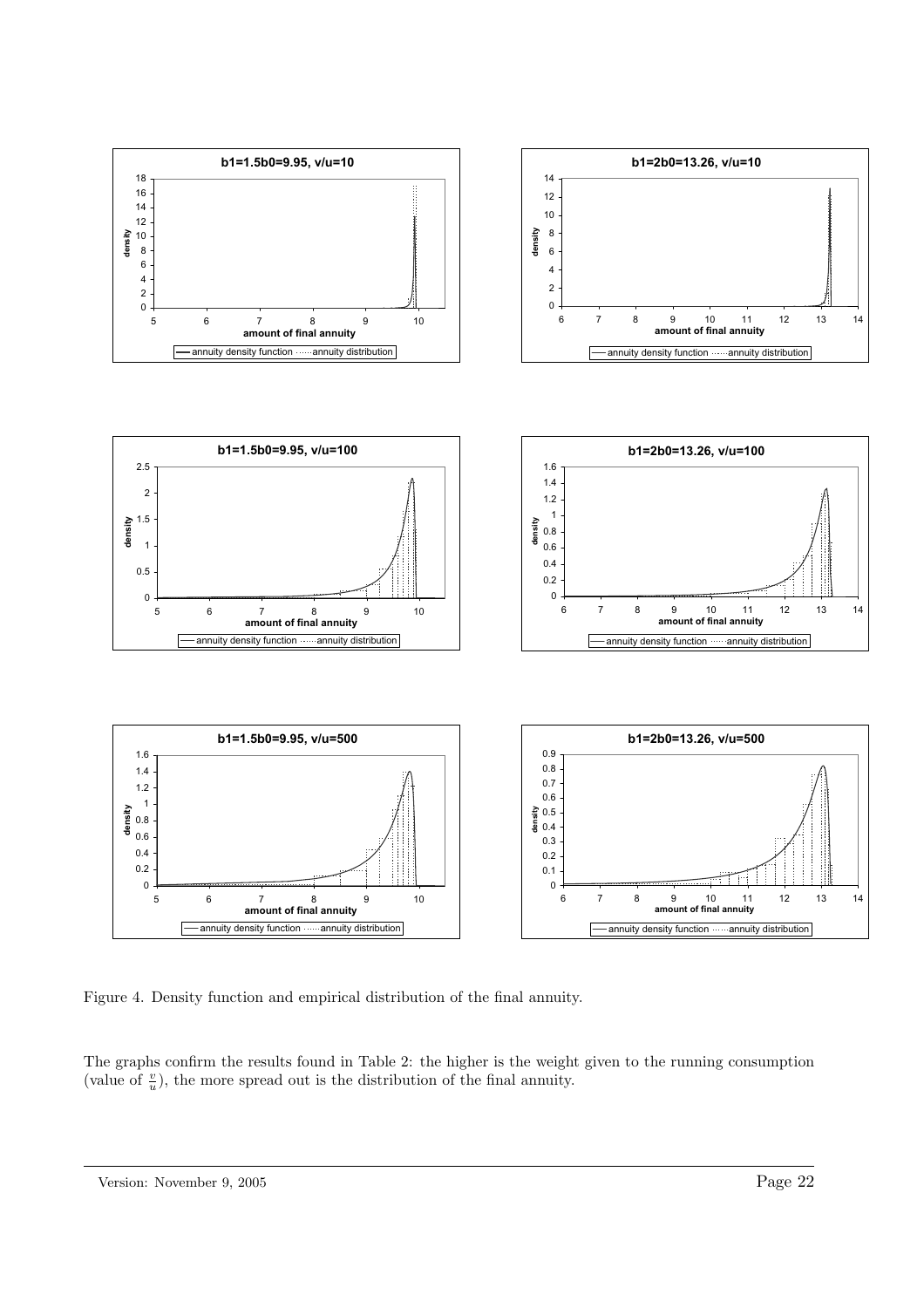Figure 4. Density function and empirical distribution of the final annuity.

The graphs confirm the results found in Table 2: the higher is the weight given to the running consumption (value of $\frac{v}{u}$), the more spread out is the distribution of the final annuity.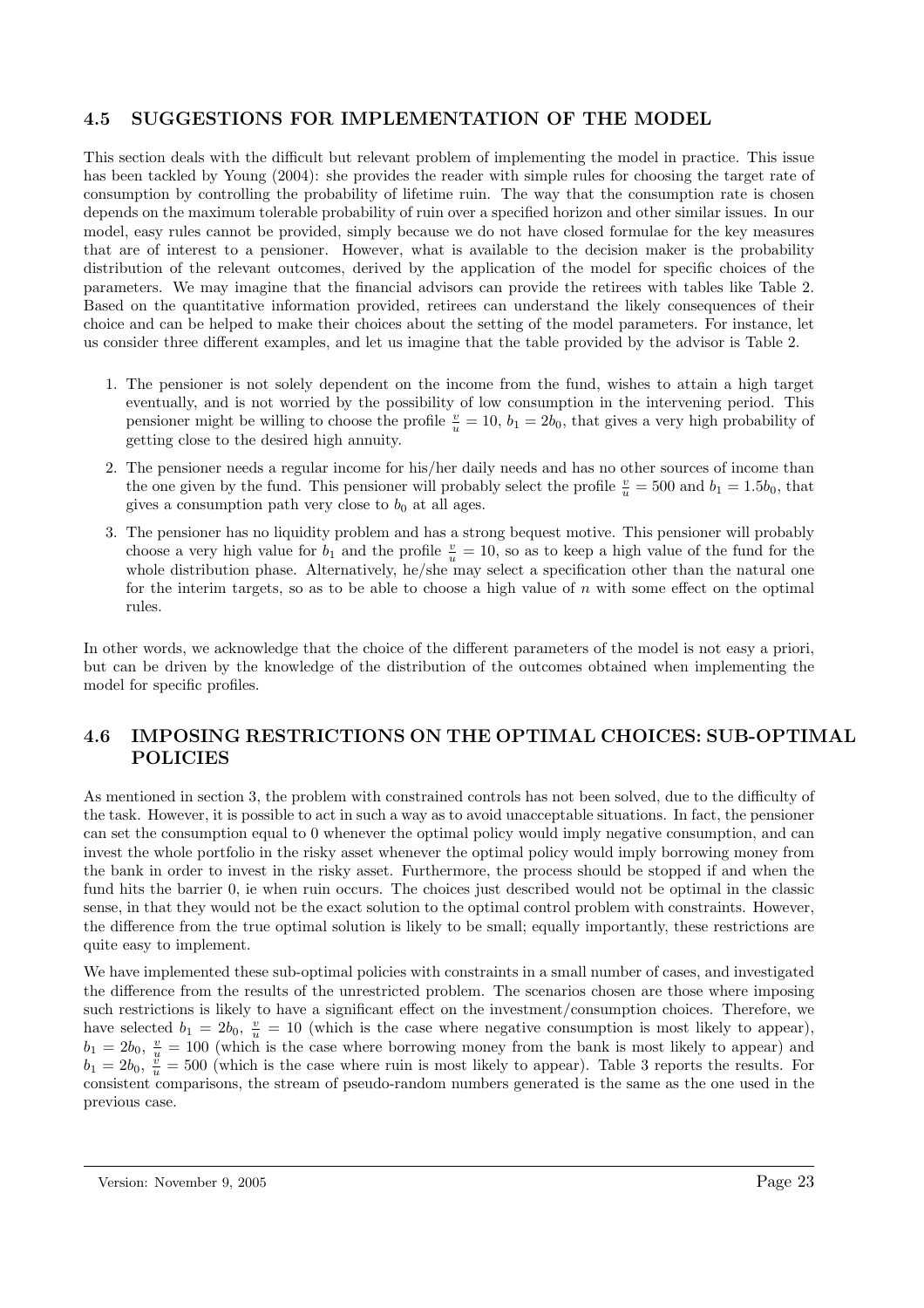### 4.5 SUGGESTIONS FOR IMPLEMENTATION OF THE MODEL

This section deals with the difficult but relevant problem of implementing the model in practice. This issue has been tackled by Young (2004): she provides the reader with simple rules for choosing the target rate of consumption by controlling the probability of lifetime ruin. The way that the consumption rate is chosen depends on the maximum tolerable probability of ruin over a specified horizon and other similar issues. In our model, easy rules cannot be provided, simply because we do not have closed formulae for the key measures that are of interest to a pensioner. However, what is available to the decision maker is the probability distribution of the relevant outcomes, derived by the application of the model for specific choices of the parameters. We may imagine that the financial advisors can provide the retirees with tables like Table 2. Based on the quantitative information provided, retirees can understand the likely consequences of their choice and can be helped to make their choices about the setting of the model parameters. For instance, let us consider three different examples, and let us imagine that the table provided by the advisor is Table 2.

1. The pensioner is not solely dependent on the income from the fund, wishes to attain a high target eventually, and is not worried by the possibility of low consumption in the intervening period. This pensioner might be willing to choose the profile $\frac{v}{u} = 10$, $b_1 = 2b_0$, that gives a very high probability of getting close to the desired high annuity.
2. The pensioner needs a regular income for his/her daily needs and has no other sources of income than the one given by the fund. This pensioner will probably select the profile $\frac{v}{u} = 500$ and $b_1 = 1.5b_0$, that gives a consumption path very close to $b_0$ at all ages.
3. The pensioner has no liquidity problem and has a strong bequest motive. This pensioner will probably choose a very high value for $b_1$ and the profile $\frac{v}{u} = 10$, so as to keep a high value of the fund for the whole distribution phase. Alternatively, he/she may select a specification other than the natural one for the interim targets, so as to be able to choose a high value of $n$ with some effect on the optimal rules.

In other words, we acknowledge that the choice of the different parameters of the model is not easy a priori, but can be driven by the knowledge of the distribution of the outcomes obtained when implementing the model for specific profiles.

### 4.6 IMPOSING RESTRICTIONS ON THE OPTIMAL CHOICES: SUB-OPTIMAL POLICIES

As mentioned in section 3, the problem with constrained controls has not been solved, due to the difficulty of the task. However, it is possible to act in such a way as to avoid unacceptable situations. In fact, the pensioner can set the consumption equal to 0 whenever the optimal policy would imply negative consumption, and can invest the whole portfolio in the risky asset whenever the optimal policy would imply borrowing money from the bank in order to invest in the risky asset. Furthermore, the process should be stopped if and when the fund hits the barrier 0, ie when ruin occurs. The choices just described would not be optimal in the classic sense, in that they would not be the exact solution to the optimal control problem with constraints. However, the difference from the true optimal solution is likely to be small; equally importantly, these restrictions are quite easy to implement.

We have implemented these sub-optimal policies with constraints in a small number of cases, and investigated the difference from the results of the unrestricted problem. The scenarios chosen are those where imposing such restrictions is likely to have a significant effect on the investment/consumption choices. Therefore, we have selected $b_1 = 2b_0$, $\frac{v}{u} = 10$ (which is the case where negative consumption is most likely to appear), $b_1 = 2b_0$, $\frac{v}{u} = 100$ (which is the case where borrowing money from the bank is most likely to appear) and $b_1 = 2b_0$, $\frac{v}{u} = 500$ (which is the case where ruin is most likely to appear). Table 3 reports the results. For consistent comparisons, the stream of pseudo-random numbers generated is the same as the one used in the previous case.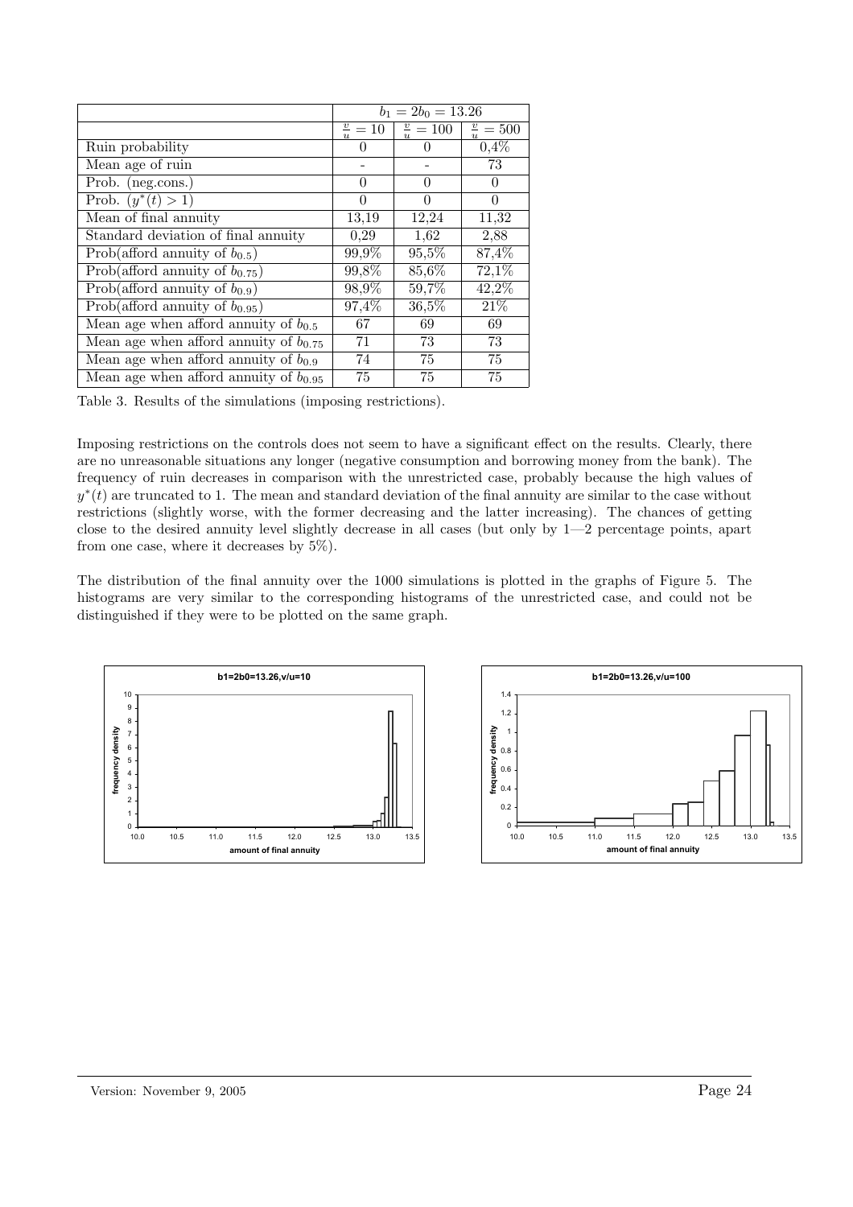| | $b_1 = 2b_0 = 13.26$ | | |
|---|---|---|---|
| | $\frac{v}{u} = 10$ | $\frac{v}{u} = 100$ | $\frac{v}{u} = 500$ |
| Ruin probability | 0 | 0 | 0,4% |
| Mean age of ruin | - | - | 73 |
| Prob. (neg.cons.) | 0 | 0 | 0 |
| Prob. $(y^*(t) > 1)$ | 0 | 0 | 0 |
| Mean of final annuity | 13,19 | 12,24 | 11,32 |
| Standard deviation of final annuity | 0,29 | 1,62 | 2,88 |
| Prob(afford annuity of $b_{0.5}$) | 99,9% | 95,5% | 87,4% |
| Prob(afford annuity of $b_{0.75}$) | 99,8% | 85,6% | 72,1% |
| Prob(afford annuity of $b_{0.9}$) | 98,9% | 59,7% | 42,2% |
| Prob(afford annuity of $b_{0.95}$) | 97,4% | 36,5% | 21% |
| Mean age when afford annuity of $b_{0.5}$ | 67 | 69 | 69 |
| Mean age when afford annuity of $b_{0.75}$ | 71 | 73 | 73 |
| Mean age when afford annuity of $b_{0.9}$ | 74 | 75 | 75 |
| Mean age when afford annuity of $b_{0.95}$ | 75 | 75 | 75 |

Table 3. Results of the simulations (imposing restrictions).

Imposing restrictions on the controls does not seem to have a significant effect on the results. Clearly, there are no unreasonable situations any longer (negative consumption and borrowing money from the bank). The frequency of ruin decreases in comparison with the unrestricted case, probably because the high values of $y^*(t)$ are truncated to 1. The mean and standard deviation of the final annuity are similar to the case without restrictions (slightly worse, with the former decreasing and the latter increasing). The chances of getting close to the desired annuity level slightly decrease in all cases (but only by 1—2 percentage points, apart from one case, where it decreases by 5%).

The distribution of the final annuity over the 1000 simulations is plotted in the graphs of Figure 5. The histograms are very similar to the corresponding histograms of the unrestricted case, and could not be distinguished if they were to be plotted on the same graph.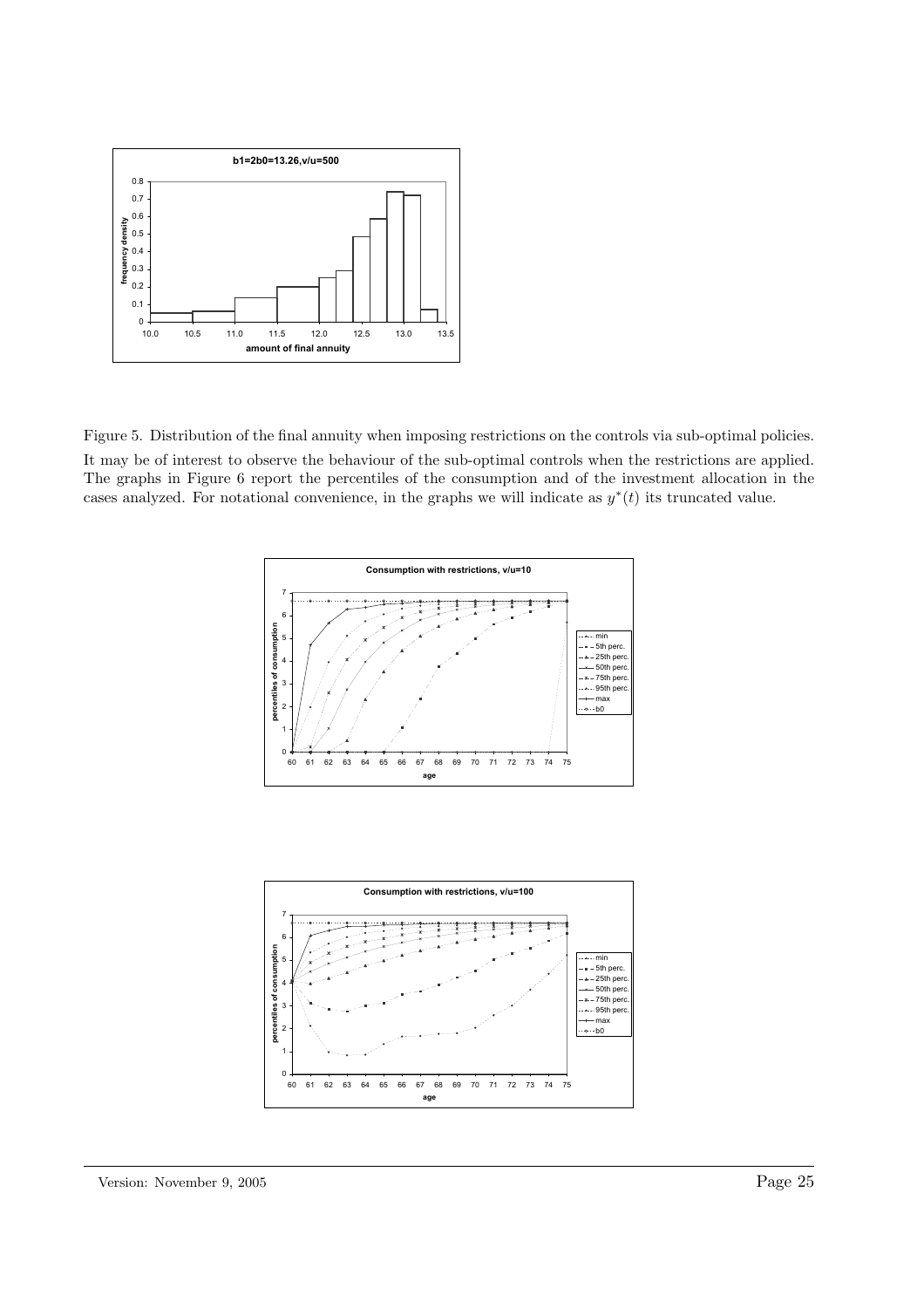Figure 5. Distribution of the final annuity when imposing restrictions on the controls via sub-optimal policies.

It may be of interest to observe the behaviour of the sub-optimal controls when the restrictions are applied. The graphs in Figure 6 report the percentiles of the consumption and of the investment allocation in the cases analyzed. For notational convenience, in the graphs we will indicate as $y^*(t)$ its truncated value.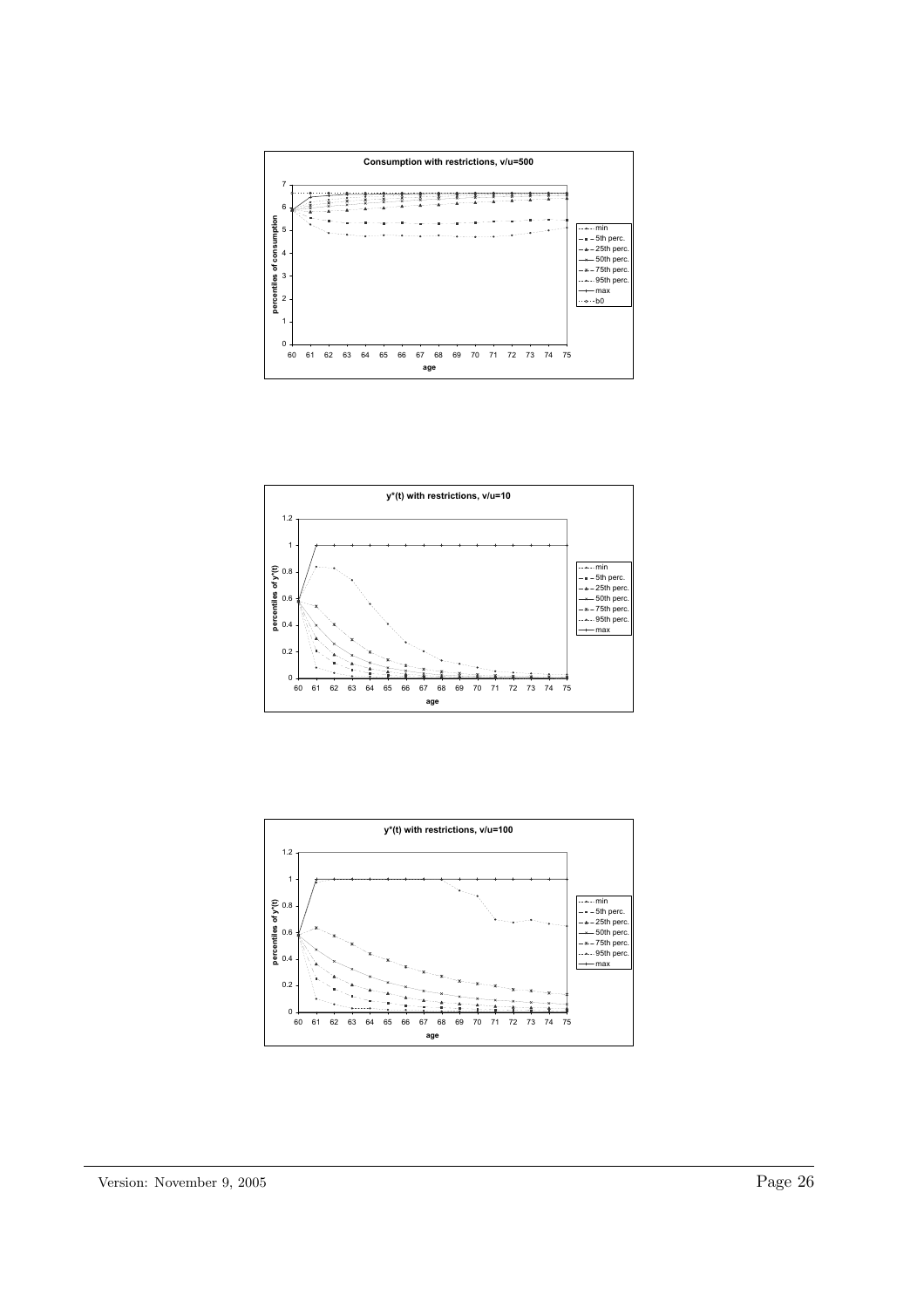**Consumption with restrictions, v/u=500**

**y\*(t) with restrictions, v/u=10**

**y\*(t) with restrictions, v/u=100**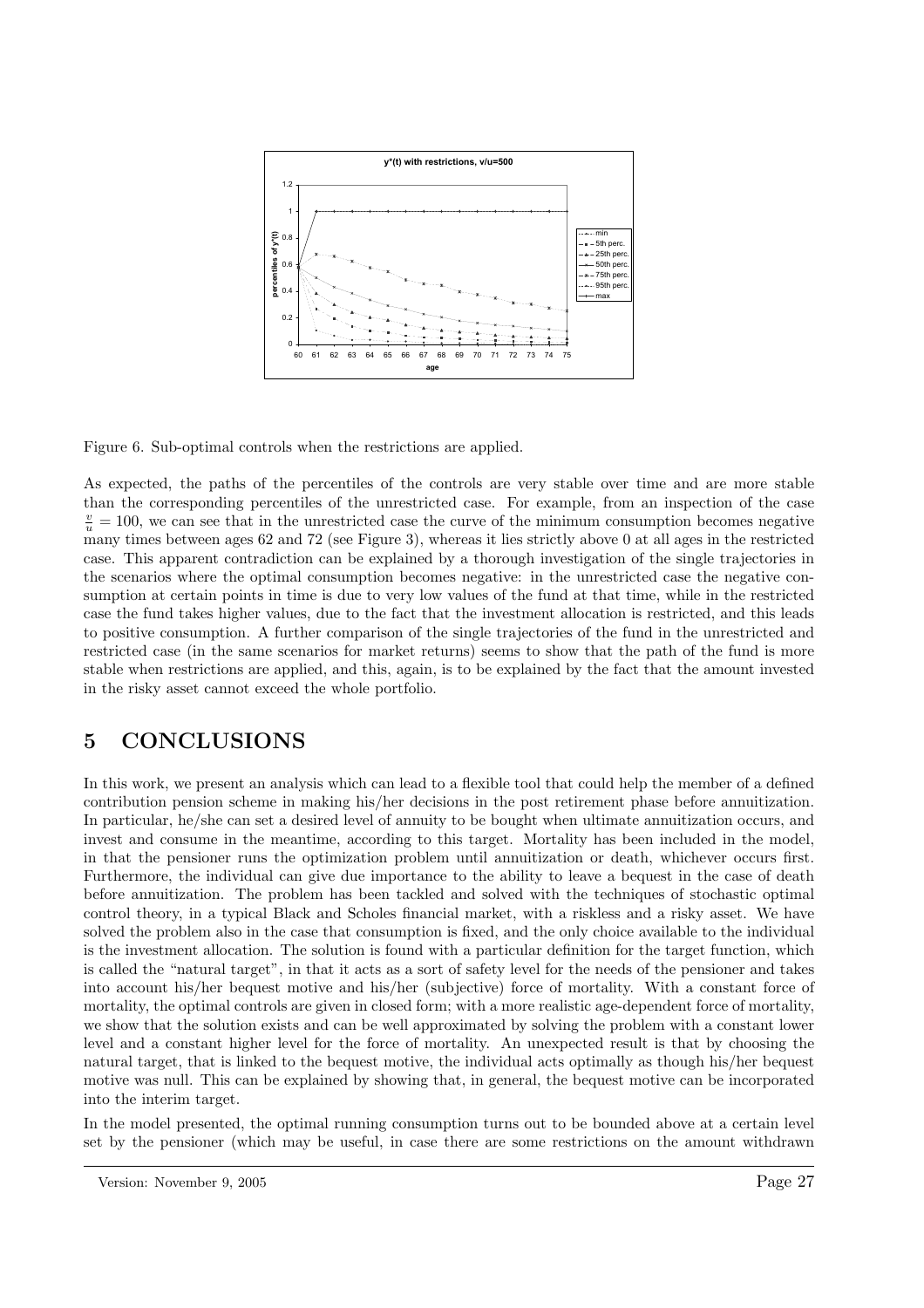Figure 6. Sub-optimal controls when the restrictions are applied.

As expected, the paths of the percentiles of the controls are very stable over time and are more stable than the corresponding percentiles of the unrestricted case. For example, from an inspection of the case $\frac{v}{u} = 100$, we can see that in the unrestricted case the curve of the minimum consumption becomes negative many times between ages 62 and 72 (see Figure 3), whereas it lies strictly above 0 at all ages in the restricted case. This apparent contradiction can be explained by a thorough investigation of the single trajectories in the scenarios where the optimal consumption becomes negative: in the unrestricted case the negative consumption at certain points in time is due to very low values of the fund at that time, while in the restricted case the fund takes higher values, due to the fact that the investment allocation is restricted, and this leads to positive consumption. A further comparison of the single trajectories of the fund in the unrestricted and restricted case (in the same scenarios for market returns) seems to show that the path of the fund is more stable when restrictions are applied, and this, again, is to be explained by the fact that the amount invested in the risky asset cannot exceed the whole portfolio.

# 5 CONCLUSIONS

In this work, we present an analysis which can lead to a flexible tool that could help the member of a defined contribution pension scheme in making his/her decisions in the post retirement phase before annuitization. In particular, he/she can set a desired level of annuity to be bought when ultimate annuitization occurs, and invest and consume in the meantime, according to this target. Mortality has been included in the model, in that the pensioner runs the optimization problem until annuitization or death, whichever occurs first. Furthermore, the individual can give due importance to the ability to leave a bequest in the case of death before annuitization. The problem has been tackled and solved with the techniques of stochastic optimal control theory, in a typical Black and Scholes financial market, with a riskless and a risky asset. We have solved the problem also in the case that consumption is fixed, and the only choice available to the individual is the investment allocation. The solution is found with a particular definition for the target function, which is called the "natural target", in that it acts as a sort of safety level for the needs of the pensioner and takes into account his/her bequest motive and his/her (subjective) force of mortality. With a constant force of mortality, the optimal controls are given in closed form; with a more realistic age-dependent force of mortality, we show that the solution exists and can be well approximated by solving the problem with a constant lower level and a constant higher level for the force of mortality. An unexpected result is that by choosing the natural target, that is linked to the bequest motive, the individual acts optimally as though his/her bequest motive was null. This can be explained by showing that, in general, the bequest motive can be incorporated into the interim target.

In the model presented, the optimal running consumption turns out to be bounded above at a certain level set by the pensioner (which may be useful, in case there are some restrictions on the amount withdrawn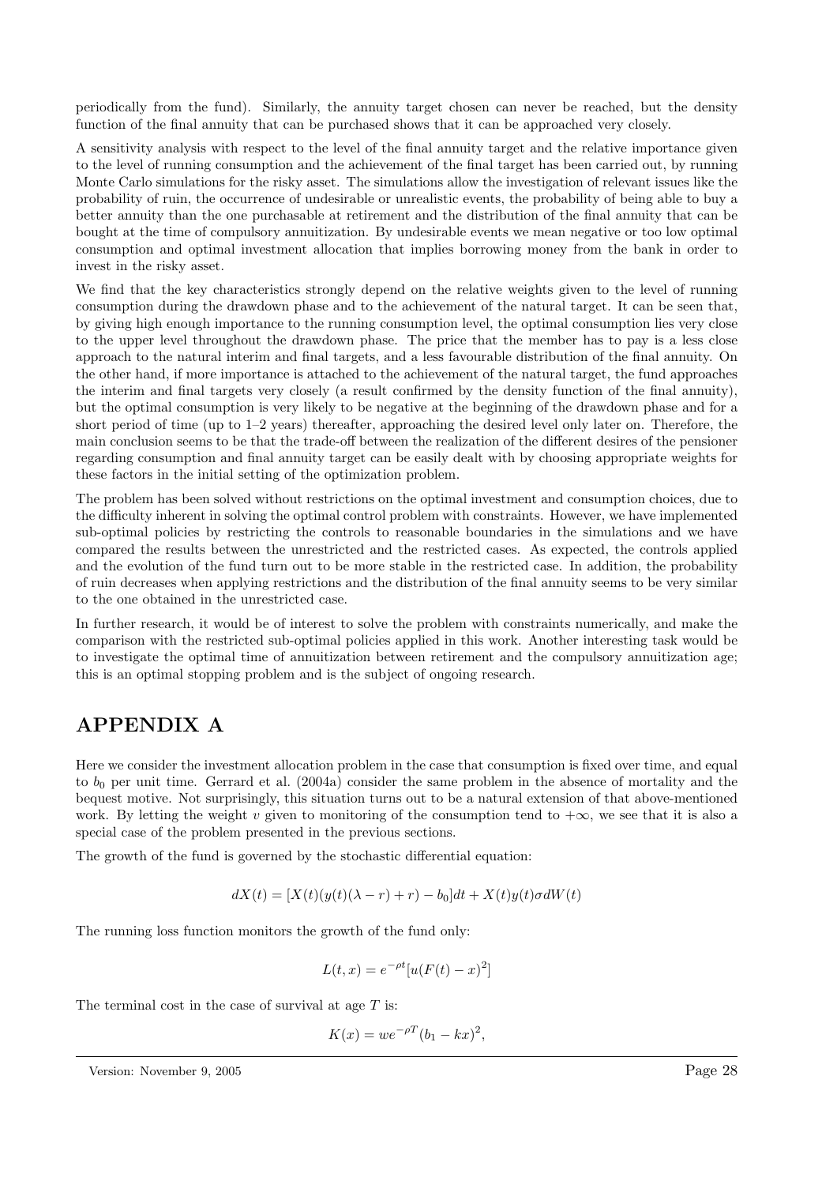periodically from the fund). Similarly, the annuity target chosen can never be reached, but the density function of the final annuity that can be purchased shows that it can be approached very closely.

A sensitivity analysis with respect to the level of the final annuity target and the relative importance given to the level of running consumption and the achievement of the final target has been carried out, by running Monte Carlo simulations for the risky asset. The simulations allow the investigation of relevant issues like the probability of ruin, the occurrence of undesirable or unrealistic events, the probability of being able to buy a better annuity than the one purchasable at retirement and the distribution of the final annuity that can be bought at the time of compulsory annuitization. By undesirable events we mean negative or too low optimal consumption and optimal investment allocation that implies borrowing money from the bank in order to invest in the risky asset.

We find that the key characteristics strongly depend on the relative weights given to the level of running consumption during the drawdown phase and to the achievement of the natural target. It can be seen that, by giving high enough importance to the running consumption level, the optimal consumption lies very close to the upper level throughout the drawdown phase. The price that the member has to pay is a less close approach to the natural interim and final targets, and a less favourable distribution of the final annuity. On the other hand, if more importance is attached to the achievement of the natural target, the fund approaches the interim and final targets very closely (a result confirmed by the density function of the final annuity), but the optimal consumption is very likely to be negative at the beginning of the drawdown phase and for a short period of time (up to 1–2 years) thereafter, approaching the desired level only later on. Therefore, the main conclusion seems to be that the trade-off between the realization of the different desires of the pensioner regarding consumption and final annuity target can be easily dealt with by choosing appropriate weights for these factors in the initial setting of the optimization problem.

The problem has been solved without restrictions on the optimal investment and consumption choices, due to the difficulty inherent in solving the optimal control problem with constraints. However, we have implemented sub-optimal policies by restricting the controls to reasonable boundaries in the simulations and we have compared the results between the unrestricted and the restricted cases. As expected, the controls applied and the evolution of the fund turn out to be more stable in the restricted case. In addition, the probability of ruin decreases when applying restrictions and the distribution of the final annuity seems to be very similar to the one obtained in the unrestricted case.

In further research, it would be of interest to solve the problem with constraints numerically, and make the comparison with the restricted sub-optimal policies applied in this work. Another interesting task would be to investigate the optimal time of annuitization between retirement and the compulsory annuitization age; this is an optimal stopping problem and is the subject of ongoing research.

# APPENDIX A

Here we consider the investment allocation problem in the case that consumption is fixed over time, and equal to $b_0$ per unit time. Gerrard et al. (2004a) consider the same problem in the absence of mortality and the bequest motive. Not surprisingly, this situation turns out to be a natural extension of that above-mentioned work. By letting the weight $v$ given to monitoring of the consumption tend to $+\infty$, we see that it is also a special case of the problem presented in the previous sections.

The growth of the fund is governed by the stochastic differential equation:

$$dX(t) = [X(t)(y(t)(\lambda - r) + r) - b_0]dt + X(t)y(t)\sigma dW(t)$$

The running loss function monitors the growth of the fund only:

$$L(t, x) = e^{-\rho t}[u(F(t) - x)^2]$$

The terminal cost in the case of survival at age $T$ is:

$$K(x) = we^{-\rho T}(b_1 - kx)^2,$$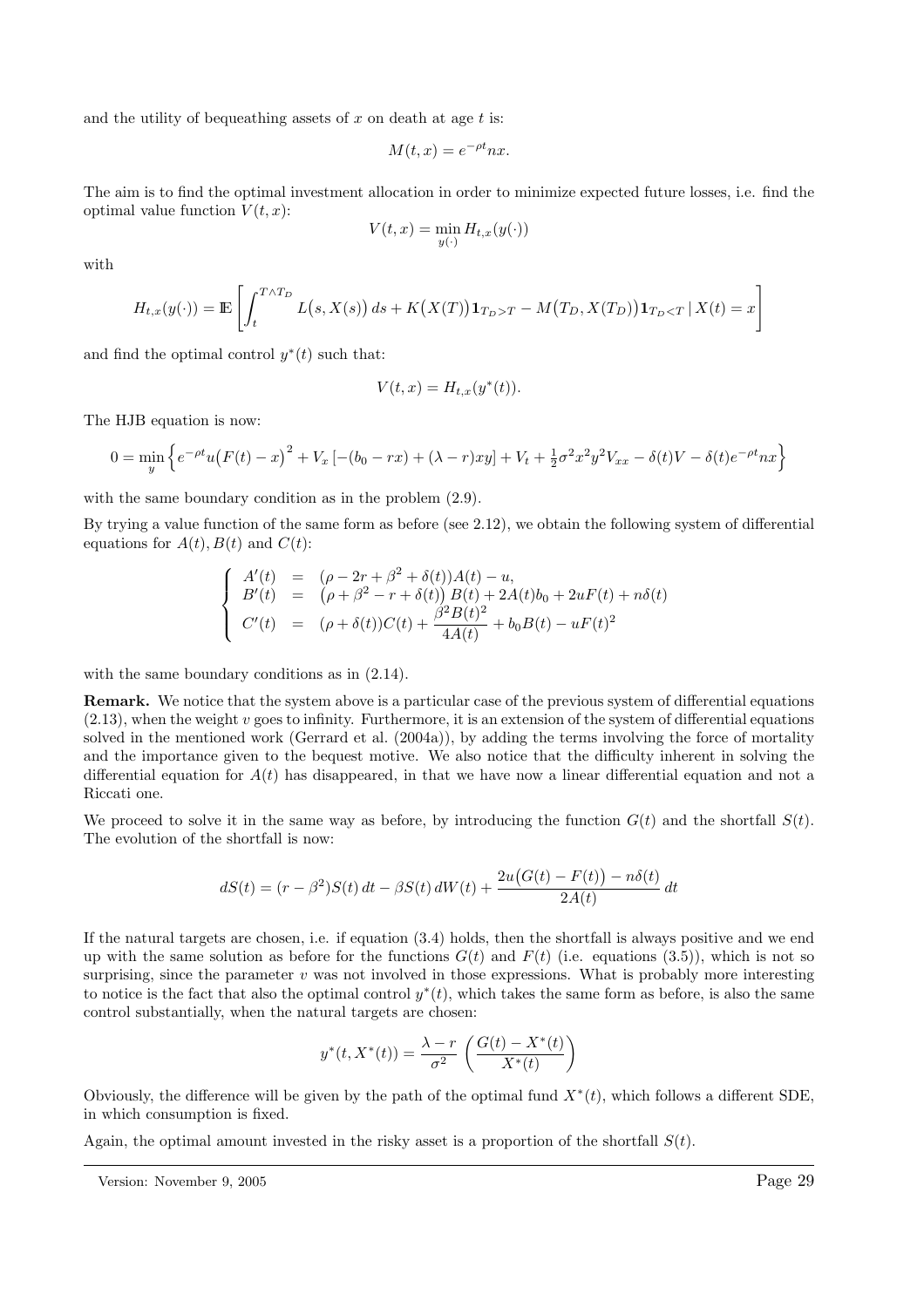and the utility of bequeathing assets of $x$ on death at age $t$ is:

$$M(t,x) = e^{-\rho t} n x.$$

The aim is to find the optimal investment allocation in order to minimize expected future losses, i.e. find the optimal value function $V(t,x)$:

$$V(t,x) = \min_{y(\cdot)} H_{t,x}(y(\cdot))$$

with

$$H_{t,x}(y(\cdot)) = \mathbb{E}\left[\int_t^{T\wedge T_D} L\big(s, X(s)\big)\, ds + K\big(X(T)\big)\mathbf{1}_{T_D > T} - M\big(T_D, X(T_D)\big)\mathbf{1}_{T_D<T} \,|\, X(t) = x\right]$$

and find the optimal control $y^*(t)$ such that:

$$V(t,x) = H_{t,x}(y^*(t)).$$

The HJB equation is now:

$$0 = \min_y \left\{ e^{-\rho t} u\big(F(t) - x\big)^2 + V_x\left[-(b_0 - rx) + (\lambda - r)xy\right] + V_t + \tfrac{1}{2}\sigma^2 x^2 y^2 V_{xx} - \delta(t)V - \delta(t)e^{-\rho t} n x \right\}$$

with the same boundary condition as in the problem (2.9).

By trying a value function of the same form as before (see 2.12), we obtain the following system of differential equations for $A(t), B(t)$ and $C(t)$:

$$\begin{cases} A'(t) &=& (\rho - 2r + \beta^2 + \delta(t))A(t) - u, \\ B'(t) &=& \big(\rho + \beta^2 - r + \delta(t)\big)\,B(t) + 2A(t)b_0 + 2uF(t) + n\delta(t) \\ C'(t) &=& (\rho + \delta(t))C(t) + \dfrac{\beta^2 B(t)^2}{4A(t)} + b_0 B(t) - uF(t)^2 \end{cases}$$

with the same boundary conditions as in (2.14).

**Remark.** We notice that the system above is a particular case of the previous system of differential equations (2.13), when the weight $v$ goes to infinity. Furthermore, it is an extension of the system of differential equations solved in the mentioned work (Gerrard et al. (2004a)), by adding the terms involving the force of mortality and the importance given to the bequest motive. We also notice that the difficulty inherent in solving the differential equation for $A(t)$ has disappeared, in that we have now a linear differential equation and not a Riccati one.

We proceed to solve it in the same way as before, by introducing the function $G(t)$ and the shortfall $S(t)$. The evolution of the shortfall is now:

$$dS(t) = (r - \beta^2)S(t)\, dt - \beta S(t)\, dW(t) + \frac{2u\big(G(t) - F(t)\big) - n\delta(t)}{2A(t)}\, dt$$

If the natural targets are chosen, i.e. if equation (3.4) holds, then the shortfall is always positive and we end up with the same solution as before for the functions $G(t)$ and $F(t)$ (i.e. equations (3.5)), which is not so surprising, since the parameter $v$ was not involved in those expressions. What is probably more interesting to notice is the fact that also the optimal control $y^*(t)$, which takes the same form as before, is also the same control substantially, when the natural targets are chosen:

$$y^*(t, X^*(t)) = \frac{\lambda - r}{\sigma^2}\,\left(\frac{G(t) - X^*(t)}{X^*(t)}\right)$$

Obviously, the difference will be given by the path of the optimal fund $X^*(t)$, which follows a different SDE, in which consumption is fixed.

Again, the optimal amount invested in the risky asset is a proportion of the shortfall $S(t)$.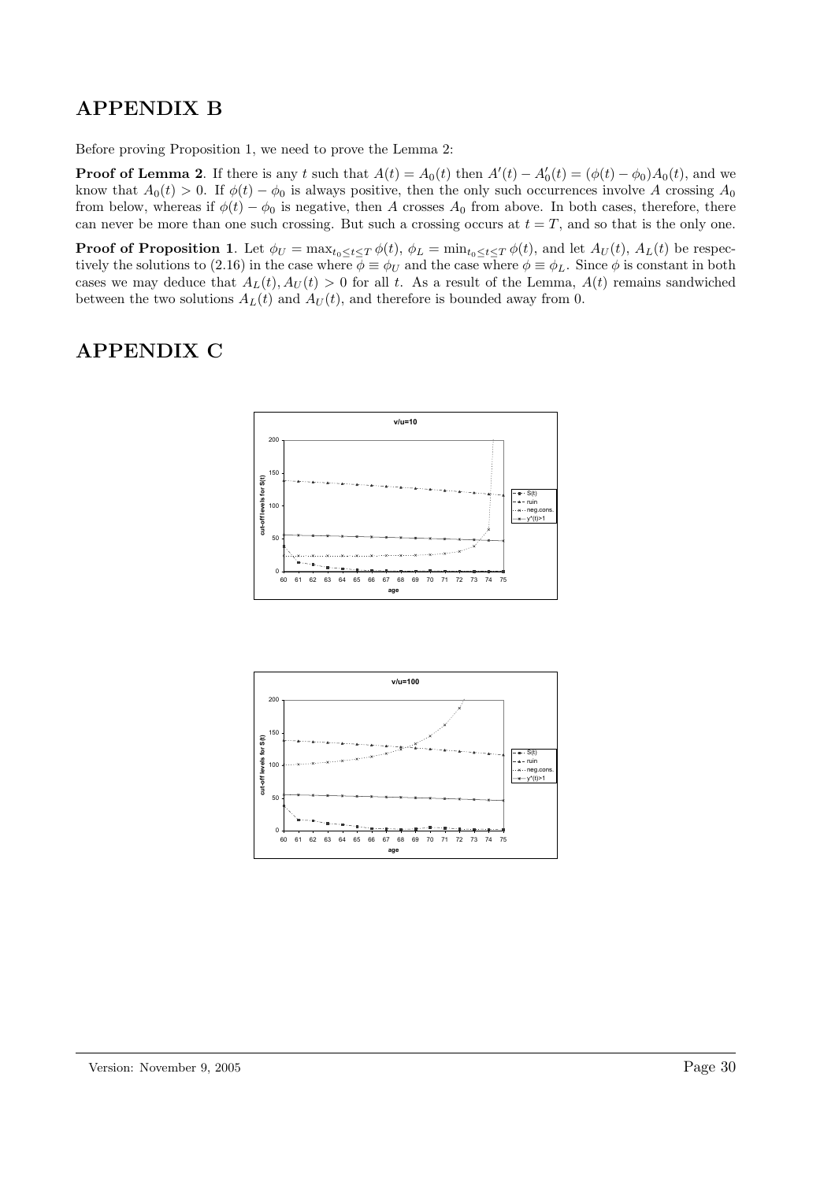# APPENDIX B

Before proving Proposition 1, we need to prove the Lemma 2:

**Proof of Lemma 2**. If there is any $t$ such that $A(t) = A_0(t)$ then $A'(t) - A_0'(t) = (\phi(t) - \phi_0)A_0(t)$, and we know that $A_0(t) > 0$. If $\phi(t) - \phi_0$ is always positive, then the only such occurrences involve $A$ crossing $A_0$ from below, whereas if $\phi(t) - \phi_0$ is negative, then $A$ crosses $A_0$ from above. In both cases, therefore, there can never be more than one such crossing. But such a crossing occurs at $t = T$, and so that is the only one.

**Proof of Proposition 1**. Let $\phi_U = \max_{t_0 \le t \le T} \phi(t)$, $\phi_L = \min_{t_0 \le t \le T} \phi(t)$, and let $A_U(t)$, $A_L(t)$ be respectively the solutions to (2.16) in the case where $\phi \equiv \phi_U$ and the case where $\phi \equiv \phi_L$. Since $\phi$ is constant in both cases we may deduce that $A_L(t), A_U(t) > 0$ for all $t$. As a result of the Lemma, $A(t)$ remains sandwiched between the two solutions $A_L(t)$ and $A_U(t)$, and therefore is bounded away from 0.

# APPENDIX C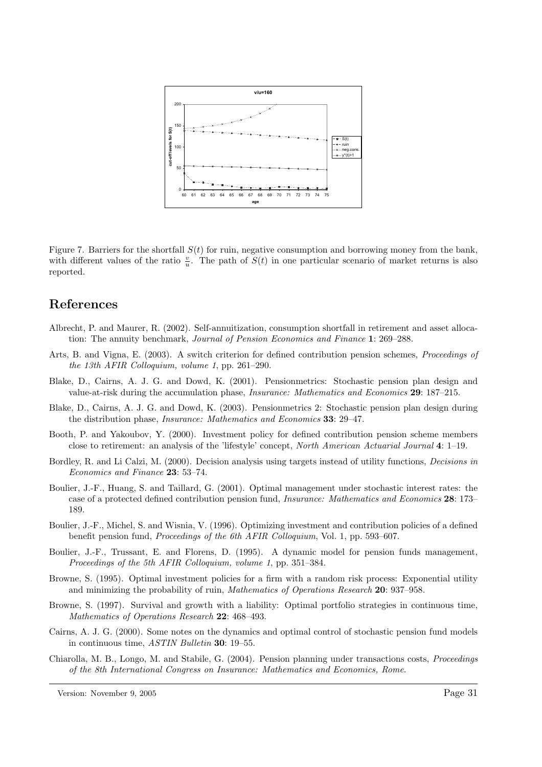Figure 7. Barriers for the shortfall $S(t)$ for ruin, negative consumption and borrowing money from the bank, with different values of the ratio $\frac{v}{u}$. The path of $S(t)$ in one particular scenario of market returns is also reported.

## References

Albrecht, P. and Maurer, R. (2002). Self-annuitization, consumption shortfall in retirement and asset allocation: The annuity benchmark, *Journal of Pension Economics and Finance* **1**: 269–288.

Arts, B. and Vigna, E. (2003). A switch criterion for defined contribution pension schemes, *Proceedings of the 13th AFIR Colloquium, volume 1*, pp. 261–290.

Blake, D., Cairns, A. J. G. and Dowd, K. (2001). Pensionmetrics: Stochastic pension plan design and value-at-risk during the accumulation phase, *Insurance: Mathematics and Economics* **29**: 187–215.

Blake, D., Cairns, A. J. G. and Dowd, K. (2003). Pensionmetrics 2: Stochastic pension plan design during the distribution phase, *Insurance: Mathematics and Economics* **33**: 29–47.

Booth, P. and Yakoubov, Y. (2000). Investment policy for defined contribution pension scheme members close to retirement: an analysis of the 'lifestyle' concept, *North American Actuarial Journal* **4**: 1–19.

Bordley, R. and Li Calzi, M. (2000). Decision analysis using targets instead of utility functions, *Decisions in Economics and Finance* **23**: 53–74.

Boulier, J.-F., Huang, S. and Taillard, G. (2001). Optimal management under stochastic interest rates: the case of a protected defined contribution pension fund, *Insurance: Mathematics and Economics* **28**: 173–189.

Boulier, J.-F., Michel, S. and Wisnia, V. (1996). Optimizing investment and contribution policies of a defined benefit pension fund, *Proceedings of the 6th AFIR Colloquium*, Vol. 1, pp. 593–607.

Boulier, J.-F., Trussant, E. and Florens, D. (1995). A dynamic model for pension funds management, *Proceedings of the 5th AFIR Colloquium, volume 1*, pp. 351–384.

Browne, S. (1995). Optimal investment policies for a firm with a random risk process: Exponential utility and minimizing the probability of ruin, *Mathematics of Operations Research* **20**: 937–958.

Browne, S. (1997). Survival and growth with a liability: Optimal portfolio strategies in continuous time, *Mathematics of Operations Research* **22**: 468–493.

Cairns, A. J. G. (2000). Some notes on the dynamics and optimal control of stochastic pension fund models in continuous time, *ASTIN Bulletin* **30**: 19–55.

Chiarolla, M. B., Longo, M. and Stabile, G. (2004). Pension planning under transactions costs, *Proceedings of the 8th International Congress on Insurance: Mathematics and Economics, Rome.*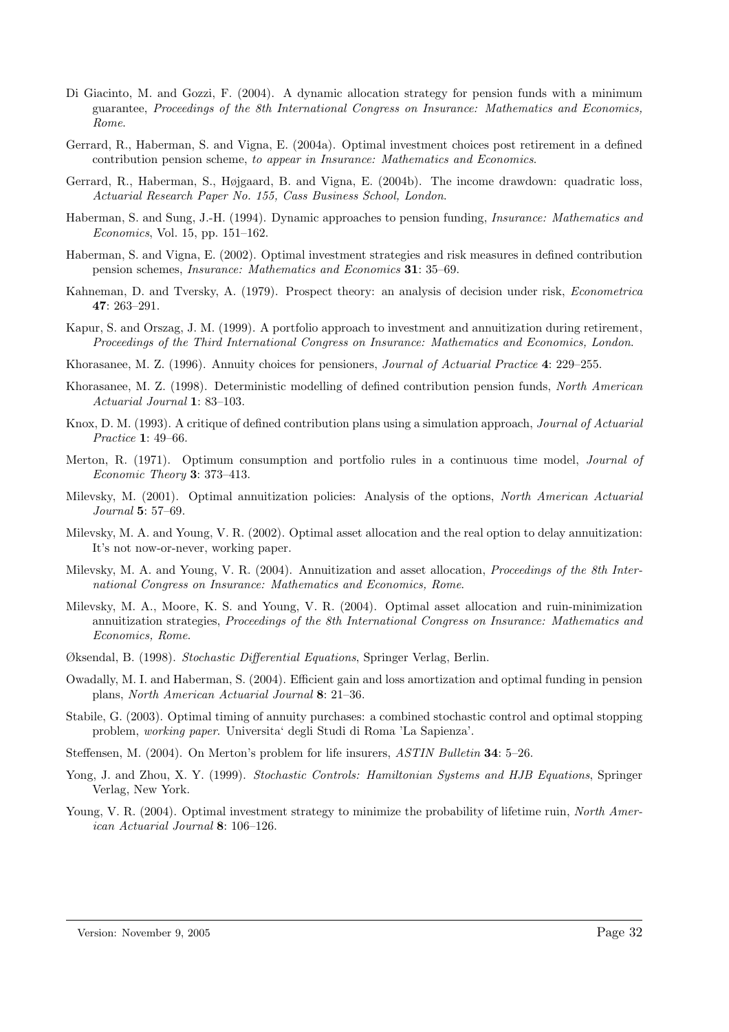Di Giacinto, M. and Gozzi, F. (2004). A dynamic allocation strategy for pension funds with a minimum guarantee, *Proceedings of the 8th International Congress on Insurance: Mathematics and Economics, Rome*.

Gerrard, R., Haberman, S. and Vigna, E. (2004a). Optimal investment choices post retirement in a defined contribution pension scheme, *to appear in Insurance: Mathematics and Economics*.

Gerrard, R., Haberman, S., Højgaard, B. and Vigna, E. (2004b). The income drawdown: quadratic loss, *Actuarial Research Paper No. 155, Cass Business School, London*.

Haberman, S. and Sung, J.-H. (1994). Dynamic approaches to pension funding, *Insurance: Mathematics and Economics*, Vol. 15, pp. 151–162.

Haberman, S. and Vigna, E. (2002). Optimal investment strategies and risk measures in defined contribution pension schemes, *Insurance: Mathematics and Economics* **31**: 35–69.

Kahneman, D. and Tversky, A. (1979). Prospect theory: an analysis of decision under risk, *Econometrica* **47**: 263–291.

Kapur, S. and Orszag, J. M. (1999). A portfolio approach to investment and annuitization during retirement, *Proceedings of the Third International Congress on Insurance: Mathematics and Economics, London*.

Khorasanee, M. Z. (1996). Annuity choices for pensioners, *Journal of Actuarial Practice* **4**: 229–255.

Khorasanee, M. Z. (1998). Deterministic modelling of defined contribution pension funds, *North American Actuarial Journal* **1**: 83–103.

Knox, D. M. (1993). A critique of defined contribution plans using a simulation approach, *Journal of Actuarial Practice* **1**: 49–66.

Merton, R. (1971). Optimum consumption and portfolio rules in a continuous time model, *Journal of Economic Theory* **3**: 373–413.

Milevsky, M. (2001). Optimal annuitization policies: Analysis of the options, *North American Actuarial Journal* **5**: 57–69.

Milevsky, M. A. and Young, V. R. (2002). Optimal asset allocation and the real option to delay annuitization: It's not now-or-never, working paper.

Milevsky, M. A. and Young, V. R. (2004). Annuitization and asset allocation, *Proceedings of the 8th International Congress on Insurance: Mathematics and Economics, Rome*.

Milevsky, M. A., Moore, K. S. and Young, V. R. (2004). Optimal asset allocation and ruin-minimization annuitization strategies, *Proceedings of the 8th International Congress on Insurance: Mathematics and Economics, Rome*.

Øksendal, B. (1998). *Stochastic Differential Equations*, Springer Verlag, Berlin.

Owadally, M. I. and Haberman, S. (2004). Efficient gain and loss amortization and optimal funding in pension plans, *North American Actuarial Journal* **8**: 21–36.

Stabile, G. (2003). Optimal timing of annuity purchases: a combined stochastic control and optimal stopping problem, *working paper*. Universita' degli Studi di Roma 'La Sapienza'.

Steffensen, M. (2004). On Merton's problem for life insurers, *ASTIN Bulletin* **34**: 5–26.

Yong, J. and Zhou, X. Y. (1999). *Stochastic Controls: Hamiltonian Systems and HJB Equations*, Springer Verlag, New York.

Young, V. R. (2004). Optimal investment strategy to minimize the probability of lifetime ruin, *North American Actuarial Journal* **8**: 106–126.

Version: November 9, 2005